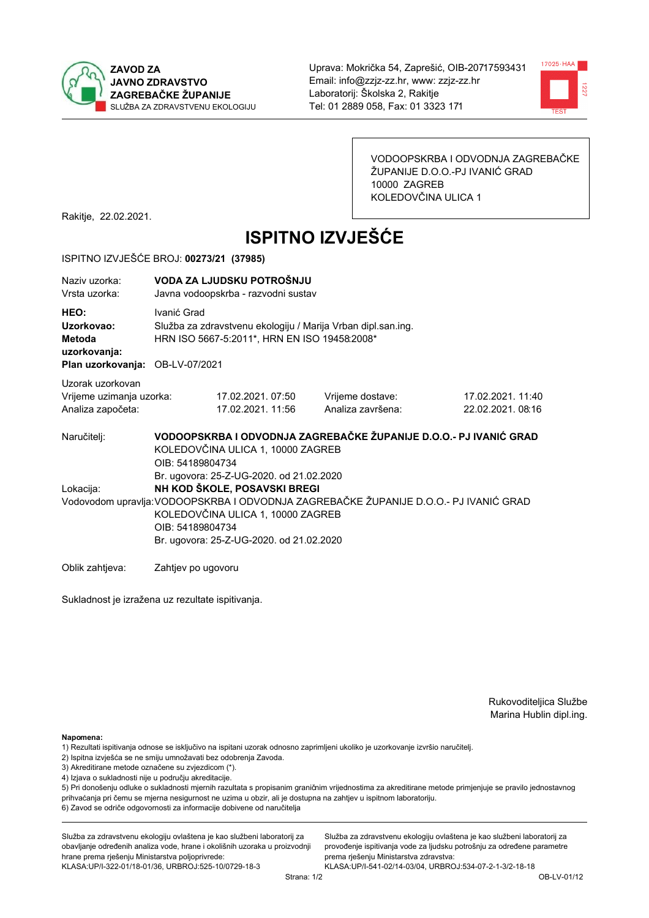**ZAVOD ZA JAVNO ZDRAVSTVO ZAGREBAČKE ŽUPANIJE**
SLUŽBA ZA ZDRAVSTVENU EKOLOGIJU

Uprava: Mokrička 54, Zaprešić, OIB-20717593431
Email: info@zzjz-zz.hr, www: zzjz-zz.hr
Laboratorij: Školska 2, Rakitje
Tel: 01 2889 058, Fax: 01 3323 171

VODOOPSKRBA I ODVODNJA ZAGREBAČKE ŽUPANIJE D.O.O.-PJ IVANIĆ GRAD
10000 ZAGREB
KOLEDOVČINA ULICA 1

Rakitje, 22.02.2021.

# ISPITNO IZVJEŠĆE

ISPITNO IZVJEŠĆE BROJ: **00273/21 (37985)**

Naziv uzorka: **VODA ZA LJUDSKU POTROŠNJU**
Vrsta uzorka: Javna vodoopskrba - razvodni sustav

**HEO:** Ivanić Grad
**Uzorkovao:** Služba za zdravstvenu ekologiju / Marija Vrban dipl.san.ing.
**Metoda uzorkovanja:** HRN ISO 5667-5:2011*, HRN EN ISO 19458:2008*
**Plan uzorkovanja:** OB-LV-07/2021

Uzorak uzorkovan

| | | | |
|---|---|---|---|
| Vrijeme uzimanja uzorka: | 17.02.2021. 07:50 | Vrijeme dostave: | 17.02.2021. 11:40 |
| Analiza započeta: | 17.02.2021. 11:56 | Analiza završena: | 22.02.2021. 08:16 |

Naručitelj: **VODOOPSKRBA I ODVODNJA ZAGREBAČKE ŽUPANIJE D.O.O.- PJ IVANIĆ GRAD**
KOLEDOVČINA ULICA 1, 10000 ZAGREB
OIB: 54189804734
Br. ugovora: 25-Z-UG-2020. od 21.02.2020

Lokacija: **NH KOD ŠKOLE, POSAVSKI BREGI**

Vodovodom upravlja: VODOOPSKRBA I ODVODNJA ZAGREBAČKE ŽUPANIJE D.O.O.- PJ IVANIĆ GRAD
KOLEDOVČINA ULICA 1, 10000 ZAGREB
OIB: 54189804734
Br. ugovora: 25-Z-UG-2020. od 21.02.2020

Oblik zahtjeva: Zahtjev po ugovoru

Sukladnost je izražena uz rezultate ispitivanja.

Rukoviditeljica Službe
Marina Hublin dipl.ing.

**Napomena:**
1) Rezultati ispitivanja odnose se isključivo na ispitani uzorak odnosno zaprimljeni ukoliko je uzorkovanje izvršio naručitelj.
2) Ispitna izvješća se ne smiju umnožavati bez odobrenja Zavoda.
3) Akreditirane metode označene su zvjezdicom (*).
4) Izjava o sukladnosti nije u području akreditacije.
5) Pri donošenju odluke o sukladnosti mjernih razultata s propisanim graničnim vrijednostima za akreditirane metode primjenjuje se pravilo jednostavnog prihvaćanja pri čemu se mjerna nesigurnost ne uzima u obzir, ali je dostupna na zahtjev u ispitnom laboratoriju.
6) Zavod se odriče odgovornosti za informacije dobivene od naručitelja

Služba za zdravstvenu ekologiju ovlaštena je kao službeni laboratorij za obavljanje određenih analiza vode, hrane i okolišnih uzoraka u proizvodnji hrane prema rješenju Ministarstva poljoprivrede: KLASA:UP/I-322-01/18-01/36, URBROJ:525-10/0729-18-3

Služba za zdravstvenu ekologiju ovlaštena je kao službeni laboratorij za provođenje ispitivanja vode za ljudsku potrošnju za određene parametre prema rješenju Ministarstva zdravstva: KLASA:UP/I-541-02/14-03/04, URBROJ:534-07-2-1-3/2-18-18

OB-LV-01/12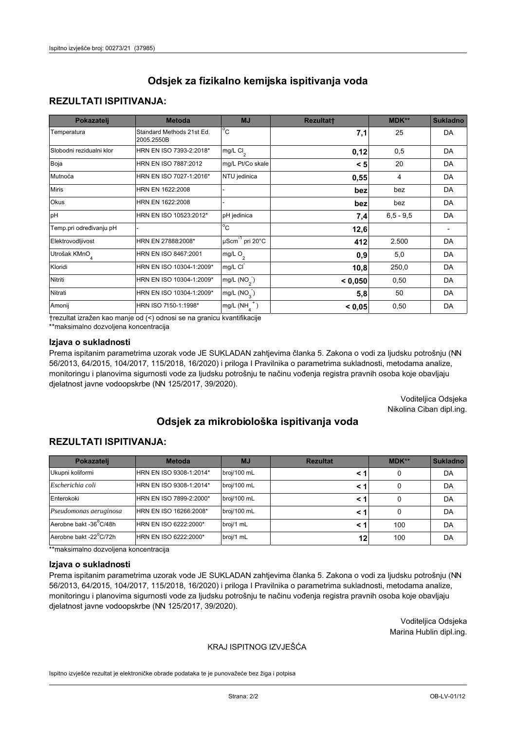Ispitno izvješće broj: 00273/21 (37985)

# Odsjek za fizikalno kemijska ispitivanja voda

## REZULTATI ISPITIVANJA:

| Pokazatelj | Metoda | MJ | Rezultat† | MDK** | Sukladno |
|---|---|---|---|---|---|
| Temperatura | Standard Methods 21st Ed. 2005.2550B | °C | **7,1** | 25 | DA |
| Slobodni rezidualni klor | HRN EN ISO 7393-2:2018* | mg/L $Cl_2$ | **0,12** | 0,5 | DA |
| Boja | HRN EN ISO 7887:2012 | mg/L Pt/Co skale | **< 5** | 20 | DA |
| Mutnoća | HRN EN ISO 7027-1:2016* | NTU jedinica | **0,55** | 4 | DA |
| Miris | HRN EN 1622:2008 | - | **bez** | bez | DA |
| Okus | HRN EN 1622:2008 | - | **bez** | bez | DA |
| pH | HRN EN ISO 10523:2012* | pH jedinica | **7,4** | 6,5 - 9,5 | DA |
| Temp.pri određivanju pH | - | °C | **12,6** | | - |
| Elektrovodljivost | HRN EN 27888:2008* | $\mu Scm^{-1}$ pri 20°C | **412** | 2.500 | DA |
| Utrošak $KMnO_4$ | HRN EN ISO 8467:2001 | mg/L $O_2$ | **0,9** | 5,0 | DA |
| Kloridi | HRN EN ISO 10304-1:2009* | mg/L $Cl^-$ | **10,8** | 250,0 | DA |
| Nitriti | HRN EN ISO 10304-1:2009* | mg/L ($NO_2^-$) | **< 0,050** | 0,50 | DA |
| Nitrati | HRN EN ISO 10304-1:2009* | mg/L ($NO_3^-$) | **5,8** | 50 | DA |
| Amonij | HRN ISO 7150-1:1998* | mg/L ($NH_4^+$) | **< 0,05** | 0,50 | DA |

†rezultat izražen kao manje od (<) odnosi se na granicu kvantifikacije
**maksimalno dozvoljena koncentracija

### Izjava o sukladnosti

Prema ispitanim parametrima uzorak vode JE SUKLADAN zahtjevima članka 5. Zakona o vodi za ljudsku potrošnju (NN 56/2013, 64/2015, 104/2017, 115/2018, 16/2020) i priloga I Pravilnika o parametrima sukladnosti, metodama analize, monitoringu i planovima sigurnosti vode za ljudsku potrošnju te načinu vođenja registra pravnih osoba koje obavljaju djelatnost javne vodoopskrbe (NN 125/2017, 39/2020).

Voditeljica Odsjeka
Nikolina Ciban dipl.ing.

# Odsjek za mikrobiološka ispitivanja voda

## REZULTATI ISPITIVANJA:

| Pokazatelj | Metoda | MJ | Rezultat | MDK** | Sukladno |
|---|---|---|---|---|---|
| Ukupni koliformi | HRN EN ISO 9308-1:2014* | broj/100 mL | **< 1** | 0 | DA |
| *Escherichia coli* | HRN EN ISO 9308-1:2014* | broj/100 mL | **< 1** | 0 | DA |
| Enterokoki | HRN EN ISO 7899-2:2000* | broj/100 mL | **< 1** | 0 | DA |
| *Pseudomonas aeruginosa* | HRN EN ISO 16266:2008* | broj/100 mL | **< 1** | 0 | DA |
| Aerobne bakt -36°C/48h | HRN EN ISO 6222:2000* | broj/1 mL | **< 1** | 100 | DA |
| Aerobne bakt -22°C/72h | HRN EN ISO 6222:2000* | broj/1 mL | **12** | 100 | DA |

**maksimalno dozvoljena koncentracija

### Izjava o sukladnosti

Prema ispitanim parametrima uzorak vode JE SUKLADAN zahtjevima članka 5. Zakona o vodi za ljudsku potrošnju (NN 56/2013, 64/2015, 104/2017, 115/2018, 16/2020) i priloga I Pravilnika o parametrima sukladnosti, metodama analize, monitoringu i planovima sigurnosti vode za ljudsku potrošnju te načinu vođenja registra pravnih osoba koje obavljaju djelatnost javne vodoopskrbe (NN 125/2017, 39/2020).

Voditeljica Odsjeka
Marina Hublin dipl.ing.

KRAJ ISPITNOG IZVJEŠĆA

Ispitno izvješće rezultat je elektroničke obrade podataka te je punovažeće bez žiga i potpisa

OB-LV-01/12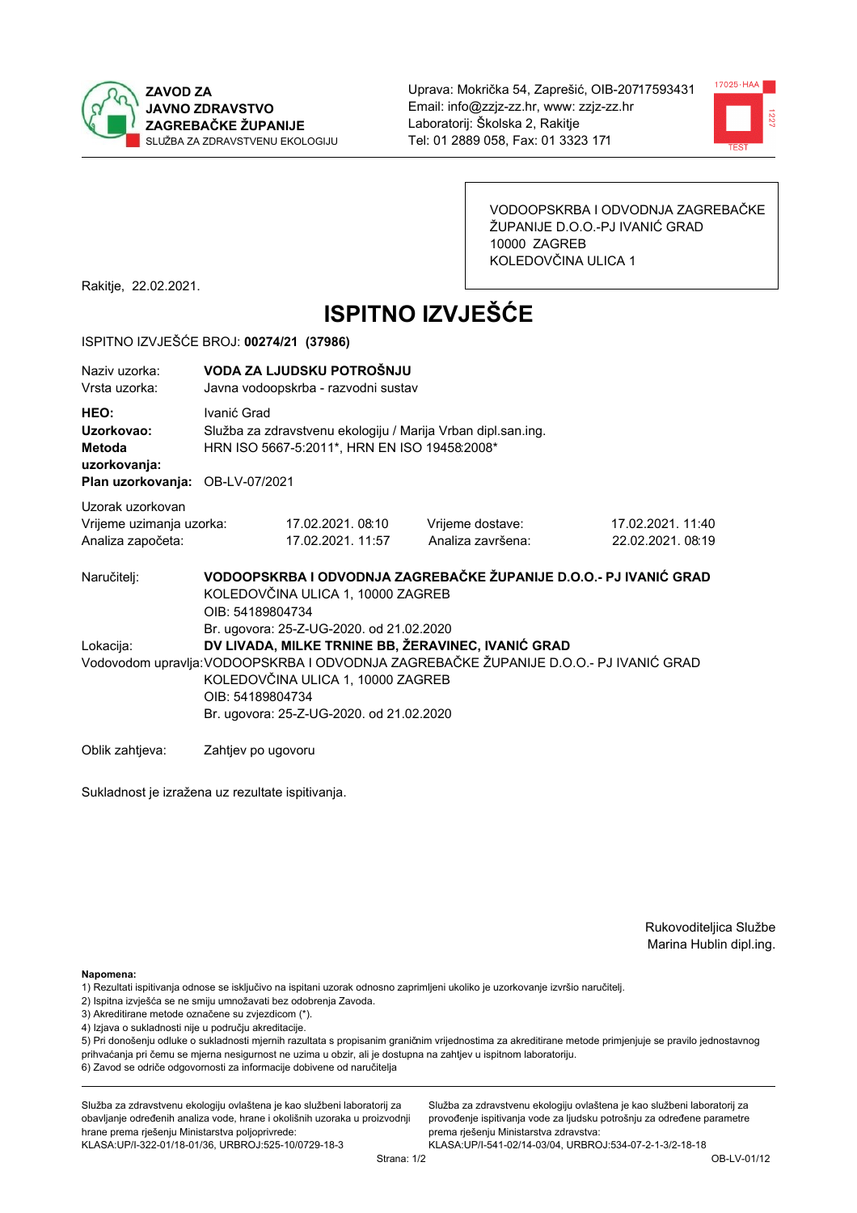**ZAVOD ZA JAVNO ZDRAVSTVO ZAGREBAČKE ŽUPANIJE**
SLUŽBA ZA ZDRAVSTVENU EKOLOGIJU

Uprava: Mokrička 54, Zaprešić, OIB-20717593431
Email: info@zzjz-zz.hr, www: zzjz-zz.hr
Laboratorij: Školska 2, Rakitje
Tel: 01 2889 058, Fax: 01 3323 171

VODOOPSKRBA I ODVODNJA ZAGREBAČKE ŽUPANIJE D.O.O.-PJ IVANIĆ GRAD
10000 ZAGREB
KOLEDOVČINA ULICA 1

Rakitje, 22.02.2021.

# ISPITNO IZVJEŠĆE

ISPITNO IZVJEŠĆE BROJ: **00274/21 (37986)**

Naziv uzorka: **VODA ZA LJUDSKU POTROŠNJU**
Vrsta uzorka: Javna vodoopskrba - razvodni sustav

**HEO:** Ivanić Grad
**Uzorkovao:** Služba za zdravstvenu ekologiju / Marija Vrban dipl.san.ing.
**Metoda uzorkovanja:** HRN ISO 5667-5:2011*, HRN EN ISO 19458:2008*
**Plan uzorkovanja:** OB-LV-07/2021

Uzorak uzorkovan
Vrijeme uzimanja uzorka: 17.02.2021. 08:10 Vrijeme dostave: 17.02.2021. 11:40
Analiza započeta: 17.02.2021. 11:57 Analiza završena: 22.02.2021. 08:19

Naručitelj: **VODOOPSKRBA I ODVODNJA ZAGREBAČKE ŽUPANIJE D.O.O.- PJ IVANIĆ GRAD**
KOLEDOVČINA ULICA 1, 10000 ZAGREB
OIB: 54189804734
Br. ugovora: 25-Z-UG-2020. od 21.02.2020

Lokacija: **DV LIVADA, MILKE TRNINE BB, ŽERAVINEC, IVANIĆ GRAD**

Vodovodom upravlja: VODOOPSKRBA I ODVODNJA ZAGREBAČKE ŽUPANIJE D.O.O.- PJ IVANIĆ GRAD
KOLEDOVČINA ULICA 1, 10000 ZAGREB
OIB: 54189804734
Br. ugovora: 25-Z-UG-2020. od 21.02.2020

Oblik zahtjeva: Zahtjev po ugovoru

Sukladnost je izražena uz rezultate ispitivanja.

Rukovoditeljica Službe
Marina Hublin dipl.ing.

**Napomena:**
1) Rezultati ispitivanja odnose se isključivo na ispitani uzorak odnosno zaprimljeni ukoliko je uzorkovanje izvršio naručitelj.
2) Ispitna izvješća se ne smiju umnožavati bez odobrenja Zavoda.
3) Akreditirane metode označene su zvjezdicom (*).
4) Izjava o sukladnosti nije u području akreditacije.
5) Pri donošenju odluke o sukladnosti mjernih razultata s propisanim graničnim vrijednostima za akreditirane metode primjenjuje se pravilo jednostavnog prihvaćanja pri čemu se mjerna nesigurnost ne uzima u obzir, ali je dostupna na zahtjev u ispitnom laboratoriju.
6) Zavod se odriče odgovornosti za informacije dobivene od naručitelja

Služba za zdravstvenu ekologiju ovlaštena je kao službeni laboratorij za obavljanje određenih analiza vode, hrane i okolišnih uzoraka u proizvodnji hrane prema rješenju Ministarstva poljoprivrede: KLASA:UP/I-322-01/18-01/36, URBROJ:525-10/0729-18-3

Služba za zdravstvenu ekologiju ovlaštena je kao službeni laboratorij za provođenje ispitivanja vode za ljudsku potrošnju za određene parametre prema rješenju Ministarstva zdravstva: KLASA:UP/I-541-02/14-03/04, URBROJ:534-07-2-1-3/2-18-18

OB-LV-01/12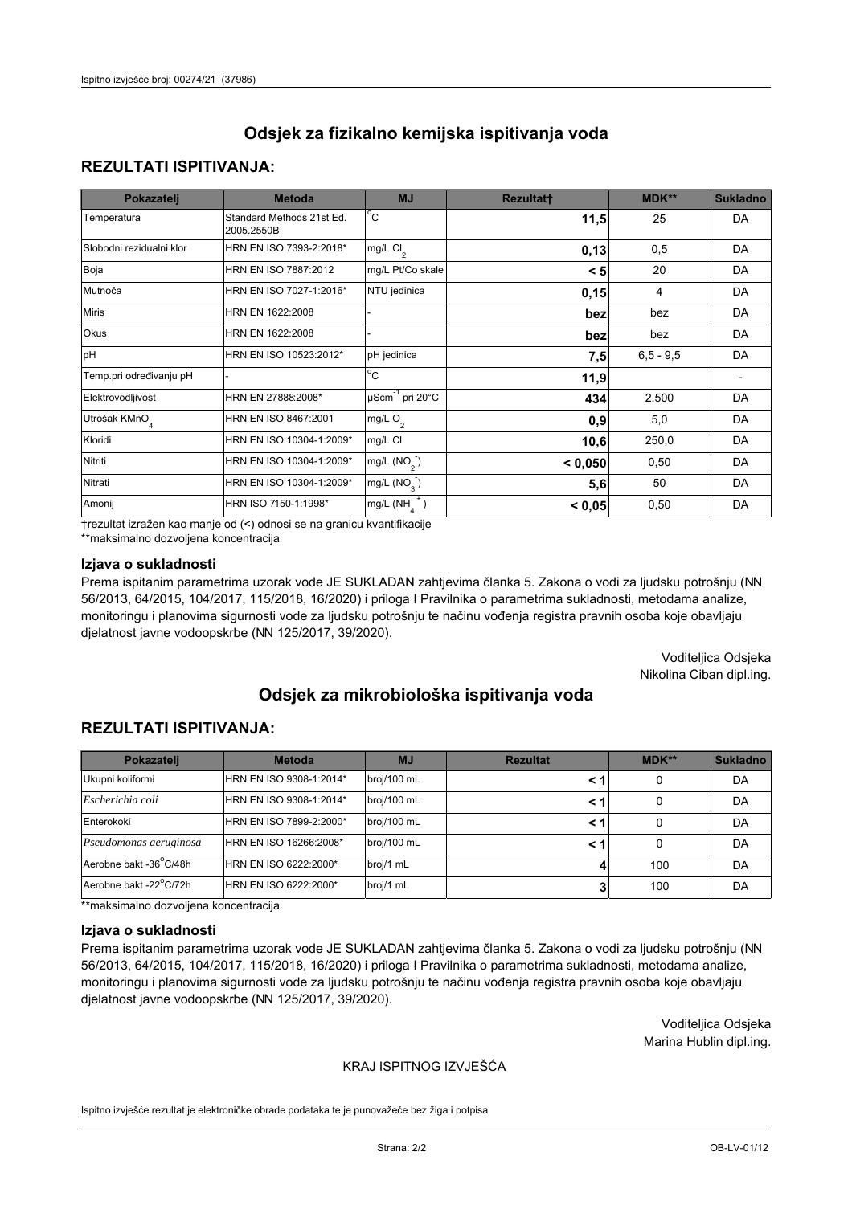# Odsjek za fizikalno kemijska ispitivanja voda

## REZULTATI ISPITIVANJA:

| Pokazatelj | Metoda | MJ | Rezultat† | MDK** | Sukladno |
|---|---|---|---|---|---|
| Temperatura | Standard Methods 21st Ed. 2005.2550B | °C | **11,5** | 25 | DA |
| Slobodni rezidualni klor | HRN EN ISO 7393-2:2018* | mg/L $Cl_2$ | **0,13** | 0,5 | DA |
| Boja | HRN EN ISO 7887:2012 | mg/L Pt/Co skale | **< 5** | 20 | DA |
| Mutnoća | HRN EN ISO 7027-1:2016* | NTU jedinica | **0,15** | 4 | DA |
| Miris | HRN EN 1622:2008 | - | **bez** | bez | DA |
| Okus | HRN EN 1622:2008 | - | **bez** | bez | DA |
| pH | HRN EN ISO 10523:2012* | pH jedinica | **7,5** | 6,5 - 9,5 | DA |
| Temp.pri određivanju pH | - | °C | **11,9** | | - |
| Elektrovodljivost | HRN EN 27888:2008* | $\mu Scm^{-1}$ pri 20°C | **434** | 2.500 | DA |
| Utrošak $KMnO_4$ | HRN EN ISO 8467:2001 | mg/L $O_2$ | **0,9** | 5,0 | DA |
| Kloridi | HRN EN ISO 10304-1:2009* | mg/L $Cl^-$ | **10,6** | 250,0 | DA |
| Nitriti | HRN EN ISO 10304-1:2009* | mg/L ($NO_2^-$) | **< 0,050** | 0,50 | DA |
| Nitrati | HRN EN ISO 10304-1:2009* | mg/L ($NO_3^-$) | **5,6** | 50 | DA |
| Amonij | HRN ISO 7150-1:1998* | mg/L ($NH_4^+$) | **< 0,05** | 0,50 | DA |

†rezultat izražen kao manje od (<) odnosi se na granicu kvantifikacije
**maksimalno dozvoljena koncentracija

### Izjava o sukladnosti

Prema ispitanim parametrima uzorak vode JE SUKLADAN zahtjevima članka 5. Zakona o vodi za ljudsku potrošnju (NN 56/2013, 64/2015, 104/2017, 115/2018, 16/2020) i priloga I Pravilnika o parametrima sukladnosti, metodama analize, monitoringu i planovima sigurnosti vode za ljudsku potrošnju te načinu vođenja registra pravnih osoba koje obavljaju djelatnost javne vodoopskrbe (NN 125/2017, 39/2020).

Voditeljica Odsjeka
Nikolina Ciban dipl.ing.

# Odsjek za mikrobiološka ispitivanja voda

## REZULTATI ISPITIVANJA:

| Pokazatelj | Metoda | MJ | Rezultat | MDK** | Sukladno |
|---|---|---|---|---|---|
| Ukupni koliformi | HRN EN ISO 9308-1:2014* | broj/100 mL | **< 1** | 0 | DA |
| *Escherichia coli* | HRN EN ISO 9308-1:2014* | broj/100 mL | **< 1** | 0 | DA |
| Enterokoki | HRN EN ISO 7899-2:2000* | broj/100 mL | **< 1** | 0 | DA |
| *Pseudomonas aeruginosa* | HRN EN ISO 16266:2008* | broj/100 mL | **< 1** | 0 | DA |
| Aerobne bakt -36°C/48h | HRN EN ISO 6222:2000* | broj/1 mL | **4** | 100 | DA |
| Aerobne bakt -22°C/72h | HRN EN ISO 6222:2000* | broj/1 mL | **3** | 100 | DA |

**maksimalno dozvoljena koncentracija

### Izjava o sukladnosti

Prema ispitanim parametrima uzorak vode JE SUKLADAN zahtjevima članka 5. Zakona o vodi za ljudsku potrošnju (NN 56/2013, 64/2015, 104/2017, 115/2018, 16/2020) i priloga I Pravilnika o parametrima sukladnosti, metodama analize, monitoringu i planovima sigurnosti vode za ljudsku potrošnju te načinu vođenja registra pravnih osoba koje obavljaju djelatnost javne vodoopskrbe (NN 125/2017, 39/2020).

Voditeljica Odsjeka
Marina Hublin dipl.ing.

KRAJ ISPITNOG IZVJEŠĆA

Ispitno izvješće rezultat je elektroničke obrade podataka te je punovažeće bez žiga i potpisa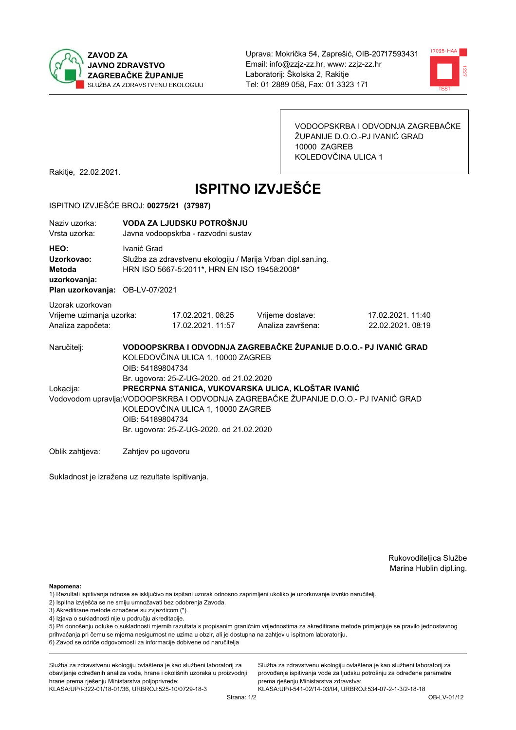ZAVOD ZA JAVNO ZDRAVSTVO ZAGREBAČKE ŽUPANIJE
SLUŽBA ZA ZDRAVSTVENU EKOLOGIJU

Uprava: Mokrička 54, Zaprešić, OIB-20717593431
Email: info@zzjz-zz.hr, www: zzjz-zz.hr
Laboratorij: Školska 2, Rakitje
Tel: 01 2889 058, Fax: 01 3323 171

VODOOPSKRBA I ODVODNJA ZAGREBAČKE ŽUPANIJE D.O.O.-PJ IVANIĆ GRAD
10000 ZAGREB
KOLEDOVČINA ULICA 1

Rakitje, 22.02.2021.

# ISPITNO IZVJEŠĆE

ISPITNO IZVJEŠĆE BROJ: **00275/21 (37987)**

Naziv uzorka: **VODA ZA LJUDSKU POTROŠNJU**
Vrsta uzorka: Javna vodoopskrba - razvodni sustav

**HEO:** Ivanić Grad
**Uzorkovao:** Služba za zdravstvenu ekologiju / Marija Vrban dipl.san.ing.
**Metoda uzorkovanja:** HRN ISO 5667-5:2011*, HRN EN ISO 19458:2008*
**Plan uzorkovanja:** OB-LV-07/2021

Uzorak uzorkovan

| | | | |
|---|---|---|---|
| Vrijeme uzimanja uzorka: | 17.02.2021. 08:25 | Vrijeme dostave: | 17.02.2021. 11:40 |
| Analiza započeta: | 17.02.2021. 11:57 | Analiza završena: | 22.02.2021. 08:19 |

Naručitelj: **VODOOPSKRBA I ODVODNJA ZAGREBAČKE ŽUPANIJE D.O.O.- PJ IVANIĆ GRAD**
KOLEDOVČINA ULICA 1, 10000 ZAGREB
OIB: 54189804734
Br. ugovora: 25-Z-UG-2020. od 21.02.2020

Lokacija: **PRECRPNA STANICA, VUKOVARSKA ULICA, KLOŠTAR IVANIĆ**

Vodovodom upravlja: VODOOPSKRBA I ODVODNJA ZAGREBAČKE ŽUPANIJE D.O.O.- PJ IVANIĆ GRAD
KOLEDOVČINA ULICA 1, 10000 ZAGREB
OIB: 54189804734
Br. ugovora: 25-Z-UG-2020. od 21.02.2020

Oblik zahtjeva: Zahtjev po ugovoru

Sukladnost je izražena uz rezultate ispitivanja.

Rukovoditeljica Službe
Marina Hublin dipl.ing.

**Napomena:**
1) Rezultati ispitivanja odnose se isključivo na ispitani uzorak odnosno zaprimljeni ukoliko je uzorkovanje izvršio naručitelj.
2) Ispitna izvješća se ne smiju umnožavati bez odobrenja Zavoda.
3) Akreditirane metode označene su zvjezdicom (*).
4) Izjava o sukladnosti nije u području akreditacije.
5) Pri donošenju odluke o sukladnosti mjernih razultata s propisanim graničnim vrijednostima za akreditirane metode primjenjuje se pravilo jednostavnog prihvaćanja pri čemu se mjerna nesigurnost ne uzima u obzir, ali je dostupna na zahtjev u ispitnom laboratoriju.
6) Zavod se odriče odgovornosti za informacije dobivene od naručitelja

Služba za zdravstvenu ekologiju ovlaštena je kao službeni laboratorij za obavljanje određenih analiza vode, hrane i okolišnih uzoraka u proizvodnji hrane prema rješenju Ministarstva poljoprivrede:
KLASA:UP/I-322-01/18-01/36, URBROJ:525-10/0729-18-3

Služba za zdravstvenu ekologiju ovlaštena je kao službeni laboratorij za provođenje ispitivanja vode za ljudsku potrošnju za određene parametre prema rješenju Ministarstva zdravstva:
KLASA:UP/I-541-02/14-03/04, URBROJ:534-07-2-1-3/2-18-18

OB-LV-01/12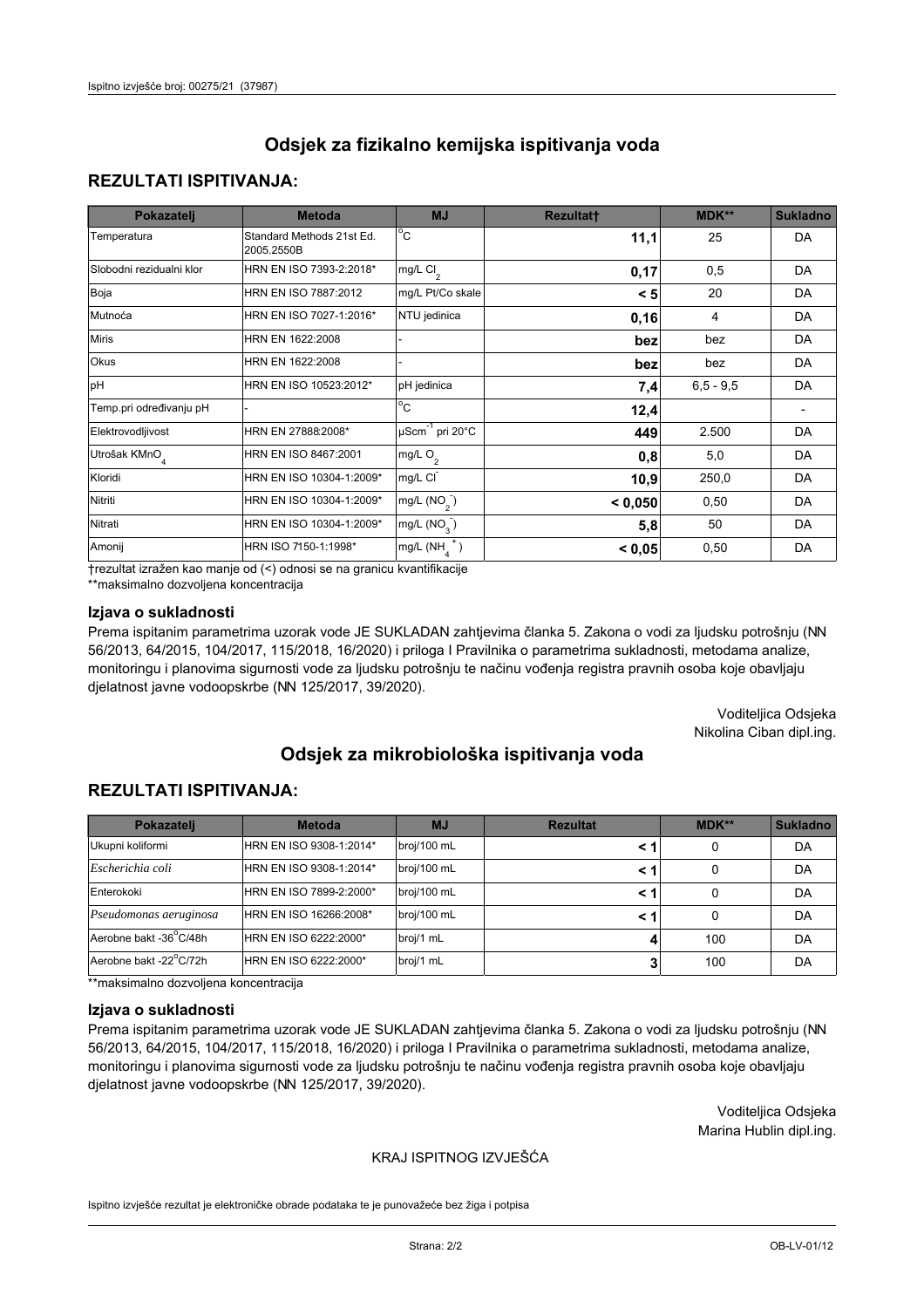## Odsjek za fizikalno kemijska ispitivanja voda

### REZULTATI ISPITIVANJA:

| Pokazatelj | Metoda | MJ | Rezultat† | MDK** | Sukladno |
|---|---|---|---|---|---|
| Temperatura | Standard Methods 21st Ed. 2005.2550B | °C | **11,1** | 25 | DA |
| Slobodni rezidualni klor | HRN EN ISO 7393-2:2018* | mg/L $Cl_2$ | **0,17** | 0,5 | DA |
| Boja | HRN EN ISO 7887:2012 | mg/L Pt/Co skale | **< 5** | 20 | DA |
| Mutnoća | HRN EN ISO 7027-1:2016* | NTU jedinica | **0,16** | 4 | DA |
| Miris | HRN EN 1622:2008 | - | **bez** | bez | DA |
| Okus | HRN EN 1622:2008 | - | **bez** | bez | DA |
| pH | HRN EN ISO 10523:2012* | pH jedinica | **7,4** | 6,5 - 9,5 | DA |
| Temp.pri određivanju pH | - | °C | **12,4** | | - |
| Elektrovodljivost | HRN EN 27888:2008* | $\mu Scm^{-1}$ pri 20°C | **449** | 2.500 | DA |
| Utrošak $KMnO_4$ | HRN EN ISO 8467:2001 | mg/L $O_2$ | **0,8** | 5,0 | DA |
| Kloridi | HRN EN ISO 10304-1:2009* | mg/L $Cl^-$ | **10,9** | 250,0 | DA |
| Nitriti | HRN EN ISO 10304-1:2009* | mg/L ($NO_2^-$) | **< 0,050** | 0,50 | DA |
| Nitrati | HRN EN ISO 10304-1:2009* | mg/L ($NO_3^-$) | **5,8** | 50 | DA |
| Amonij | HRN ISO 7150-1:1998* | mg/L ($NH_4^+$) | **< 0,05** | 0,50 | DA |

†rezultat izražen kao manje od (<) odnosi se na granicu kvantifikacije

**maksimalno dozvoljena koncentracija

### Izjava o sukladnosti

Prema ispitanim parametrima uzorak vode JE SUKLADAN zahtjevima članka 5. Zakona o vodi za ljudsku potrošnju (NN 56/2013, 64/2015, 104/2017, 115/2018, 16/2020) i priloga I Pravilnika o parametrima sukladnosti, metodama analize, monitoringu i planovima sigurnosti vode za ljudsku potrošnju te načinu vođenja registra pravnih osoba koje obavljaju djelatnost javne vodoopskrbe (NN 125/2017, 39/2020).

Voditeljica Odsjeka
Nikolina Ciban dipl.ing.

## Odsjek za mikrobiološka ispitivanja voda

### REZULTATI ISPITIVANJA:

| Pokazatelj | Metoda | MJ | Rezultat | MDK** | Sukladno |
|---|---|---|---|---|---|
| Ukupni koliformi | HRN EN ISO 9308-1:2014* | broj/100 mL | **< 1** | 0 | DA |
| *Escherichia coli* | HRN EN ISO 9308-1:2014* | broj/100 mL | **< 1** | 0 | DA |
| Enterokoki | HRN EN ISO 7899-2:2000* | broj/100 mL | **< 1** | 0 | DA |
| *Pseudomonas aeruginosa* | HRN EN ISO 16266:2008* | broj/100 mL | **< 1** | 0 | DA |
| Aerobne bakt -36°C/48h | HRN EN ISO 6222:2000* | broj/1 mL | **4** | 100 | DA |
| Aerobne bakt -22°C/72h | HRN EN ISO 6222:2000* | broj/1 mL | **3** | 100 | DA |

**maksimalno dozvoljena koncentracija

### Izjava o sukladnosti

Prema ispitanim parametrima uzorak vode JE SUKLADAN zahtjevima članka 5. Zakona o vodi za ljudsku potrošnju (NN 56/2013, 64/2015, 104/2017, 115/2018, 16/2020) i priloga I Pravilnika o parametrima sukladnosti, metodama analize, monitoringu i planovima sigurnosti vode za ljudsku potrošnju te načinu vođenja registra pravnih osoba koje obavljaju djelatnost javne vodoopskrbe (NN 125/2017, 39/2020).

Voditeljica Odsjeka
Marina Hublin dipl.ing.

KRAJ ISPITNOG IZVJEŠĆA

Ispitno izvješće rezultat je elektroničke obrade podataka te je punovažeće bez žiga i potpisa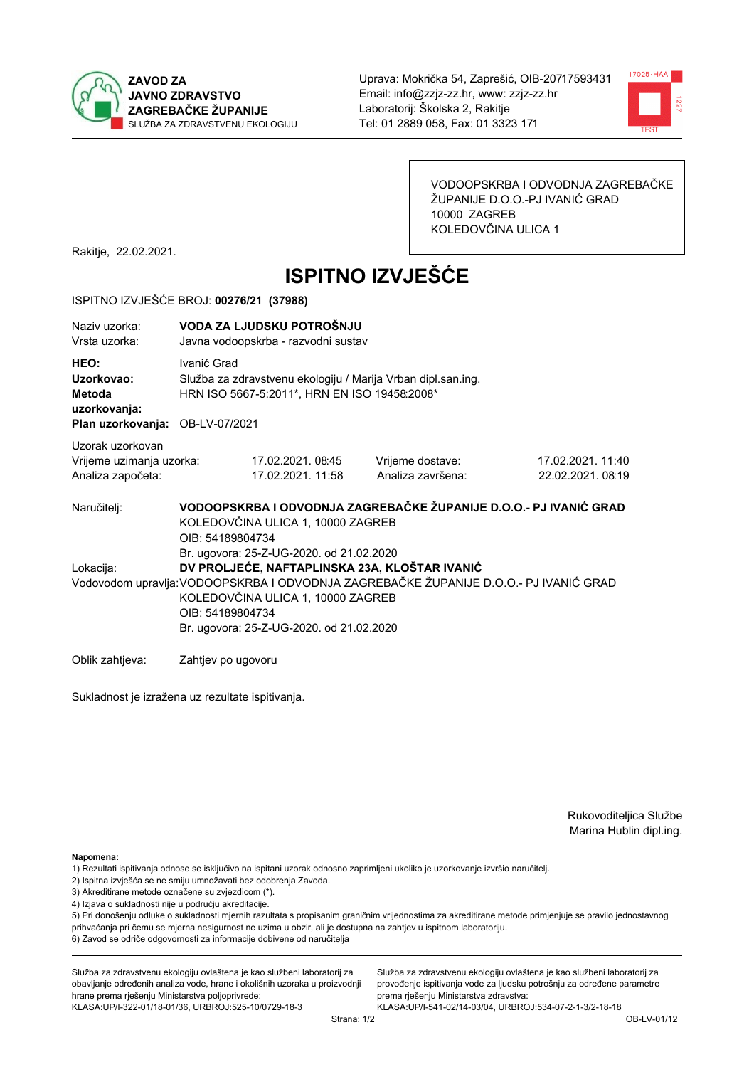ZAVOD ZA JAVNO ZDRAVSTVO ZAGREBAČKE ŽUPANIJE
SLUŽBA ZA ZDRAVSTVENU EKOLOGIJU

Uprava: Mokrička 54, Zaprešić, OIB-20717593431
Email: info@zzjz-zz.hr, www: zzjz-zz.hr
Laboratorij: Školska 2, Rakitje
Tel: 01 2889 058, Fax: 01 3323 171

VODOOPSKRBA I ODVODNJA ZAGREBAČKE ŽUPANIJE D.O.O.-PJ IVANIĆ GRAD
10000 ZAGREB
KOLEDOVČINA ULICA 1

Rakitje, 22.02.2021.

# ISPITNO IZVJEŠĆE

ISPITNO IZVJEŠĆE BROJ: **00276/21 (37988)**

Naziv uzorka: **VODA ZA LJUDSKU POTROŠNJU**
Vrsta uzorka: Javna vodoopskrba - razvodni sustav

**HEO:** Ivanić Grad
**Uzorkovao:** Služba za zdravstvenu ekologiju / Marija Vrban dipl.san.ing.
**Metoda uzorkovanja:** HRN ISO 5667-5:2011*, HRN EN ISO 19458:2008*
**Plan uzorkovanja:** OB-LV-07/2021

Uzorak uzorkovan

| | | | |
|---|---|---|---|
| Vrijeme uzimanja uzorka: | 17.02.2021. 08:45 | Vrijeme dostave: | 17.02.2021. 11:40 |
| Analiza započeta: | 17.02.2021. 11:58 | Analiza završena: | 22.02.2021. 08:19 |

Naručitelj: **VODOOPSKRBA I ODVODNJA ZAGREBAČKE ŽUPANIJE D.O.O.- PJ IVANIĆ GRAD**
KOLEDOVČINA ULICA 1, 10000 ZAGREB
OIB: 54189804734
Br. ugovora: 25-Z-UG-2020. od 21.02.2020

Lokacija: **DV PROLJEĆE, NAFTAPLINSKA 23A, KLOŠTAR IVANIĆ**

Vodovodom upravlja: VODOOPSKRBA I ODVODNJA ZAGREBAČKE ŽUPANIJE D.O.O.- PJ IVANIĆ GRAD
KOLEDOVČINA ULICA 1, 10000 ZAGREB
OIB: 54189804734
Br. ugovora: 25-Z-UG-2020. od 21.02.2020

Oblik zahtjeva: Zahtjev po ugovoru

Sukladnost je izražena uz rezultate ispitivanja.

Rukoviteljica Službe
Marina Hublin dipl.ing.

**Napomena:**
1) Rezultati ispitivanja odnose se isključivo na ispitani uzorak odnosno zaprimljeni ukoliko je uzorkovanje izvršio naručitelj.
2) Ispitna izvješća se ne smiju umnožavati bez odobrenja Zavoda.
3) Akreditirane metode označene su zvjezdicom (*).
4) Izjava o sukladnosti nije u području akreditacije.
5) Pri donošenju odluke o sukladnosti mjernih razultata s propisanim graničnim vrijednostima za akreditirane metode primjenjuje se pravilo jednostavnog prihvaćanja pri čemu se mjerna nesigurnost ne uzima u obzir, ali je dostupna na zahtjev u ispitnom laboratoriju.
6) Zavod se odriče odgovornosti za informacije dobivene od naručitelja

Služba za zdravstvenu ekologiju ovlaštena je kao službeni laboratorij za obavljanje određenih analiza vode, hrane i okolišnih uzoraka u proizvodnji hrane prema rješenju Ministarstva poljoprivrede:
KLASA:UP/I-322-01/18-01/36, URBROJ:525-10/0729-18-3

Služba za zdravstvenu ekologiju ovlaštena je kao službeni laboratorij za provođenje ispitivanja vode za ljudsku potrošnju za određene parametre prema rješenju Ministarstva zdravstva:
KLASA:UP/I-541-02/14-03/04, URBROJ:534-07-2-1-3/2-18-18

OB-LV-01/12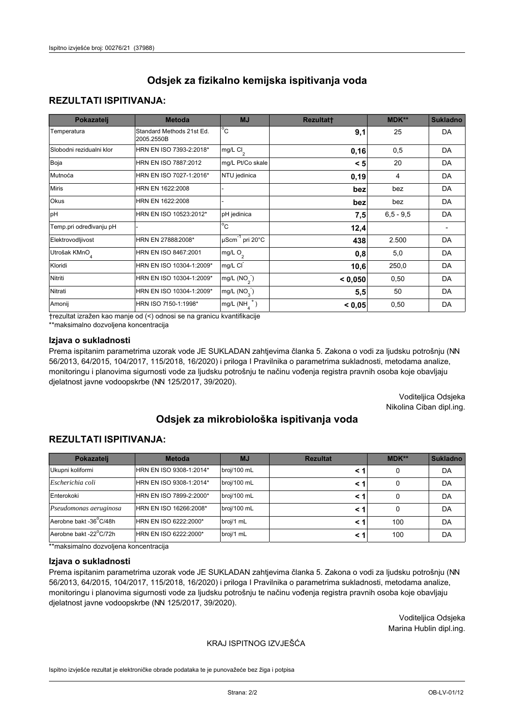# Odsjek za fizikalno kemijska ispitivanja voda

## REZULTATI ISPITIVANJA:

| Pokazatelj | Metoda | MJ | Rezultat† | MDK** | Sukladno |
|---|---|---|---|---|---|
| Temperatura | Standard Methods 21st Ed. 2005.2550B | °C | **9,1** | 25 | DA |
| Slobodni rezidualni klor | HRN EN ISO 7393-2:2018* | mg/L $Cl_2$ | **0,16** | 0,5 | DA |
| Boja | HRN EN ISO 7887:2012 | mg/L Pt/Co skale | **< 5** | 20 | DA |
| Mutnoća | HRN EN ISO 7027-1:2016* | NTU jedinica | **0,19** | 4 | DA |
| Miris | HRN EN 1622:2008 | - | **bez** | bez | DA |
| Okus | HRN EN 1622:2008 | - | **bez** | bez | DA |
| pH | HRN EN ISO 10523:2012* | pH jedinica | **7,5** | 6,5 - 9,5 | DA |
| Temp.pri određivanju pH | - | °C | **12,4** | | - |
| Elektrovodljivost | HRN EN 27888:2008* | $\mu Scm^{-1}$ pri 20°C | **438** | 2.500 | DA |
| Utrošak $KMnO_4$ | HRN EN ISO 8467:2001 | mg/L $O_2$ | **0,8** | 5,0 | DA |
| Kloridi | HRN EN ISO 10304-1:2009* | mg/L $Cl^-$ | **10,6** | 250,0 | DA |
| Nitriti | HRN EN ISO 10304-1:2009* | mg/L $(NO_2^-)$ | **< 0,050** | 0,50 | DA |
| Nitrati | HRN EN ISO 10304-1:2009* | mg/L $(NO_3^-)$ | **5,5** | 50 | DA |
| Amonij | HRN ISO 7150-1:1998* | mg/L $(NH_4^+)$ | **< 0,05** | 0,50 | DA |

†rezultat izražen kao manje od (<) odnosi se na granicu kvantifikacije
**maksimalno dozvoljena koncentracija

### Izjava o sukladnosti

Prema ispitanim parametrima uzorak vode JE SUKLADAN zahtjevima članka 5. Zakona o vodi za ljudsku potrošnju (NN 56/2013, 64/2015, 104/2017, 115/2018, 16/2020) i priloga I Pravilnika o parametrima sukladnosti, metodama analize, monitoringu i planovima sigurnosti vode za ljudsku potrošnju te načinu vođenja registra pravnih osoba koje obavljaju djelatnost javne vodoopskrbe (NN 125/2017, 39/2020).

Voditeljica Odsjeka
Nikolina Ciban dipl.ing.

# Odsjek za mikrobiološka ispitivanja voda

## REZULTATI ISPITIVANJA:

| Pokazatelj | Metoda | MJ | Rezultat | MDK** | Sukladno |
|---|---|---|---|---|---|
| Ukupni koliformi | HRN EN ISO 9308-1:2014* | broj/100 mL | **< 1** | 0 | DA |
| *Escherichia coli* | HRN EN ISO 9308-1:2014* | broj/100 mL | **< 1** | 0 | DA |
| Enterokoki | HRN EN ISO 7899-2:2000* | broj/100 mL | **< 1** | 0 | DA |
| *Pseudomonas aeruginosa* | HRN EN ISO 16266:2008* | broj/100 mL | **< 1** | 0 | DA |
| Aerobne bakt -36°C/48h | HRN EN ISO 6222:2000* | broj/1 mL | **< 1** | 100 | DA |
| Aerobne bakt -22°C/72h | HRN EN ISO 6222:2000* | broj/1 mL | **< 1** | 100 | DA |

**maksimalno dozvoljena koncentracija

### Izjava o sukladnosti

Prema ispitanim parametrima uzorak vode JE SUKLADAN zahtjevima članka 5. Zakona o vodi za ljudsku potrošnju (NN 56/2013, 64/2015, 104/2017, 115/2018, 16/2020) i priloga I Pravilnika o parametrima sukladnosti, metodama analize, monitoringu i planovima sigurnosti vode za ljudsku potrošnju te načinu vođenja registra pravnih osoba koje obavljaju djelatnost javne vodoopskrbe (NN 125/2017, 39/2020).

Voditeljica Odsjeka
Marina Hublin dipl.ing.

KRAJ ISPITNOG IZVJEŠĆA

Ispitno izvješće rezultat je elektroničke obrade podataka te je punovažeće bez žiga i potpisa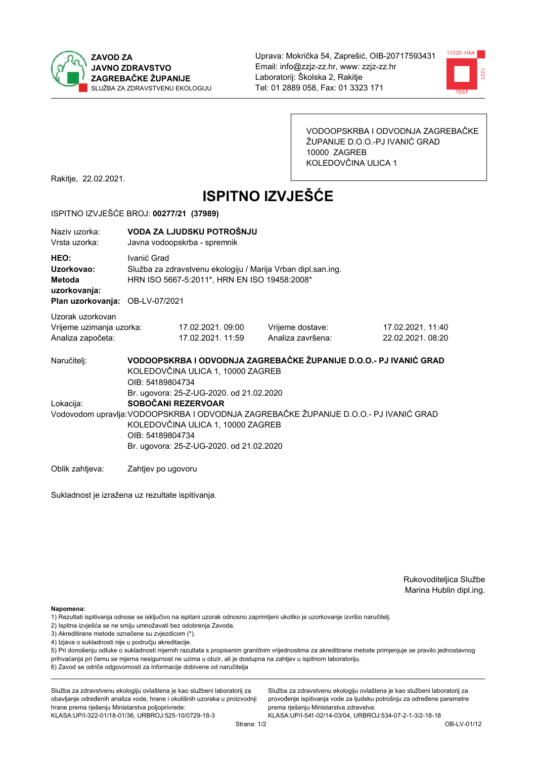**ZAVOD ZA JAVNO ZDRAVSTVO ZAGREBAČKE ŽUPANIJE**
SLUŽBA ZA ZDRAVSTVENU EKOLOGIJU

Uprava: Mokrička 54, Zaprešić, OIB-20717593431
Email: info@zzjz-zz.hr, www: zzjz-zz.hr
Laboratorij: Školska 2, Rakitje
Tel: 01 2889 058, Fax: 01 3323 171

VODOOPSKRBA I ODVODNJA ZAGREBAČKE ŽUPANIJE D.O.O.-PJ IVANIĆ GRAD
10000 ZAGREB
KOLEDOVČINA ULICA 1

Rakitje, 22.02.2021.

# ISPITNO IZVJEŠĆE

ISPITNO IZVJEŠĆE BROJ: **00277/21 (37989)**

| | |
|---|---|
| Naziv uzorka: | **VODA ZA LJUDSKU POTROŠNJU** |
| Vrsta uzorka: | Javna vodoopskrba - spremnik |
| **HEO:** | Ivanić Grad |
| **Uzorkovao:** | Služba za zdravstvenu ekologiju / Marija Vrban dipl.san.ing. |
| **Metoda uzorkovanja:** | HRN ISO 5667-5:2011*, HRN EN ISO 19458:2008* |
| **Plan uzorkovanja:** | OB-LV-07/2021 |

Uzorak uzorkovan

| | | | |
|---|---|---|---|
| Vrijeme uzimanja uzorka: | 17.02.2021. 09:00 | Vrijeme dostave: | 17.02.2021. 11:40 |
| Analiza započeta: | 17.02.2021. 11:59 | Analiza završena: | 22.02.2021. 08:20 |

Naručitelj: **VODOOPSKRBA I ODVODNJA ZAGREBAČKE ŽUPANIJE D.O.O.- PJ IVANIĆ GRAD**
KOLEDOVČINA ULICA 1, 10000 ZAGREB
OIB: 54189804734
Br. ugovora: 25-Z-UG-2020. od 21.02.2020

Lokacija: **SOBOČANI REZERVOAR**

Vodovodom upravlja: VODOOPSKRBA I ODVODNJA ZAGREBAČKE ŽUPANIJE D.O.O.- PJ IVANIĆ GRAD
KOLEDOVČINA ULICA 1, 10000 ZAGREB
OIB: 54189804734
Br. ugovora: 25-Z-UG-2020. od 21.02.2020

Oblik zahtjeva: Zahtjev po ugovoru

Sukladnost je izražena uz rezultate ispitivanja.

Rukovoditeljica Službe
Marina Hublin dipl.ing.

**Napomena:**
1) Rezultati ispitivanja odnose se isključivo na ispitani uzorak odnosno zaprimljeni ukoliko je uzorkovanje izvršio naručitelj.
2) Ispitna izvješća se ne smiju umnožavati bez odobrenja Zavoda.
3) Akreditirane metode označene su zvjezdicom (*).
4) Izjava o sukladnosti nije u području akreditacije.
5) Pri donošenju odluke o sukladnosti mjernih razultata s propisanim graničnim vrijednostima za akreditirane metode primjenjuje se pravilo jednostavnog prihvaćanja pri čemu se mjerna nesigurnost ne uzima u obzir, ali je dostupna na zahtjev u ispitnom laboratoriju.
6) Zavod se odriče odgovornosti za informacije dobivene od naručitelja

Služba za zdravstvenu ekologiju ovlaštena je kao službeni laboratorij za obavljanje određenih analiza vode, hrane i okolišnih uzoraka u proizvodnji hrane prema rješenju Ministarstva poljoprivrede:
KLASA:UP/I-322-01/18-01/36, URBROJ:525-10/0729-18-3

Služba za zdravstvenu ekologiju ovlaštena je kao službeni laboratorij za provođenje ispitivanja vode za ljudsku potrošnju za određene parametre prema rješenju Ministarstva zdravstva:
KLASA:UP/I-541-02/14-03/04, URBROJ:534-07-2-1-3/2-18-18

OB-LV-01/12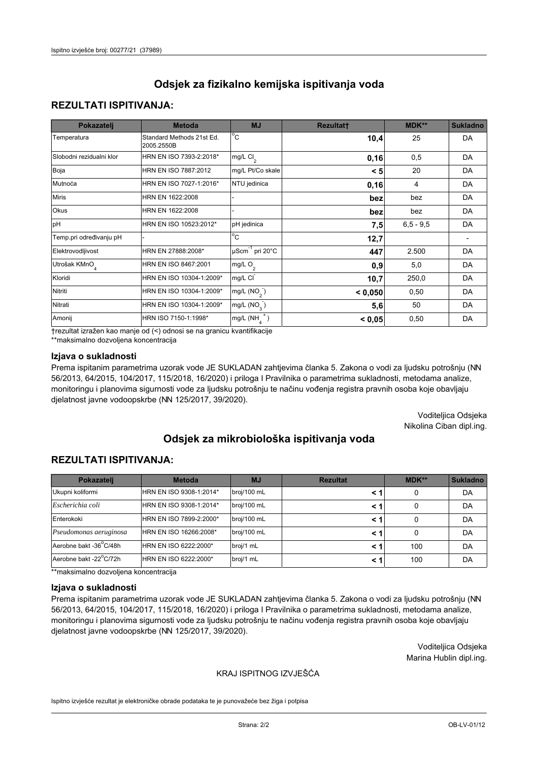# Odsjek za fizikalno kemijska ispitivanja voda

## REZULTATI ISPITIVANJA:

| Pokazatelj | Metoda | MJ | Rezultat† | MDK** | Sukladno |
|---|---|---|---|---|---|
| Temperatura | Standard Methods 21st Ed. 2005.2550B | °C | **10,4** | 25 | DA |
| Slobodni rezidualni klor | HRN EN ISO 7393-2:2018* | mg/L $Cl_2$ | **0,16** | 0,5 | DA |
| Boja | HRN EN ISO 7887:2012 | mg/L Pt/Co skale | **< 5** | 20 | DA |
| Mutnoća | HRN EN ISO 7027-1:2016* | NTU jedinica | **0,16** | 4 | DA |
| Miris | HRN EN 1622:2008 | - | **bez** | bez | DA |
| Okus | HRN EN 1622:2008 | - | **bez** | bez | DA |
| pH | HRN EN ISO 10523:2012* | pH jedinica | **7,5** | 6,5 - 9,5 | DA |
| Temp.pri određivanju pH | - | °C | **12,7** | | - |
| Elektrovodljivost | HRN EN 27888:2008* | $\mu Scm^{-1}$ pri 20°C | **447** | 2.500 | DA |
| Utrošak $KMnO_4$ | HRN EN ISO 8467:2001 | mg/L $O_2$ | **0,9** | 5,0 | DA |
| Kloridi | HRN EN ISO 10304-1:2009* | mg/L $Cl^-$ | **10,7** | 250,0 | DA |
| Nitriti | HRN EN ISO 10304-1:2009* | mg/L ($NO_2^-$) | **< 0,050** | 0,50 | DA |
| Nitrati | HRN EN ISO 10304-1:2009* | mg/L ($NO_3^-$) | **5,6** | 50 | DA |
| Amonij | HRN ISO 7150-1:1998* | mg/L ($NH_4^+$) | **< 0,05** | 0,50 | DA |

†rezultat izražen kao manje od (<) odnosi se na granicu kvantifikacije
**maksimalno dozvoljena koncentracija

### Izjava o sukladnosti

Prema ispitanim parametrima uzorak vode JE SUKLADAN zahtjevima članka 5. Zakona o vodi za ljudsku potrošnju (NN 56/2013, 64/2015, 104/2017, 115/2018, 16/2020) i priloga I Pravilnika o parametrima sukladnosti, metodama analize, monitoringu i planovima sigurnosti vode za ljudsku potrošnju te načinu vođenja registra pravnih osoba koje obavljaju djelatnost javne vodoopskrbe (NN 125/2017, 39/2020).

Voditeljica Odsjeka
Nikolina Ciban dipl.ing.

# Odsjek za mikrobiološka ispitivanja voda

## REZULTATI ISPITIVANJA:

| Pokazatelj | Metoda | MJ | Rezultat | MDK** | Sukladno |
|---|---|---|---|---|---|
| Ukupni koliformi | HRN EN ISO 9308-1:2014* | broj/100 mL | **< 1** | 0 | DA |
| *Escherichia coli* | HRN EN ISO 9308-1:2014* | broj/100 mL | **< 1** | 0 | DA |
| Enterokoki | HRN EN ISO 7899-2:2000* | broj/100 mL | **< 1** | 0 | DA |
| *Pseudomonas aeruginosa* | HRN EN ISO 16266:2008* | broj/100 mL | **< 1** | 0 | DA |
| Aerobne bakt -36°C/48h | HRN EN ISO 6222:2000* | broj/1 mL | **< 1** | 100 | DA |
| Aerobne bakt -22°C/72h | HRN EN ISO 6222:2000* | broj/1 mL | **< 1** | 100 | DA |

**maksimalno dozvoljena koncentracija

### Izjava o sukladnosti

Prema ispitanim parametrima uzorak vode JE SUKLADAN zahtjevima članka 5. Zakona o vodi za ljudsku potrošnju (NN 56/2013, 64/2015, 104/2017, 115/2018, 16/2020) i priloga I Pravilnika o parametrima sukladnosti, metodama analize, monitoringu i planovima sigurnosti vode za ljudsku potrošnju te načinu vođenja registra pravnih osoba koje obavljaju djelatnost javne vodoopskrbe (NN 125/2017, 39/2020).

Voditeljica Odsjeka
Marina Hublin dipl.ing.

KRAJ ISPITNOG IZVJEŠĆA

Ispitno izvješće rezultat je elektroničke obrade podataka te je punovažeće bez žiga i potpisa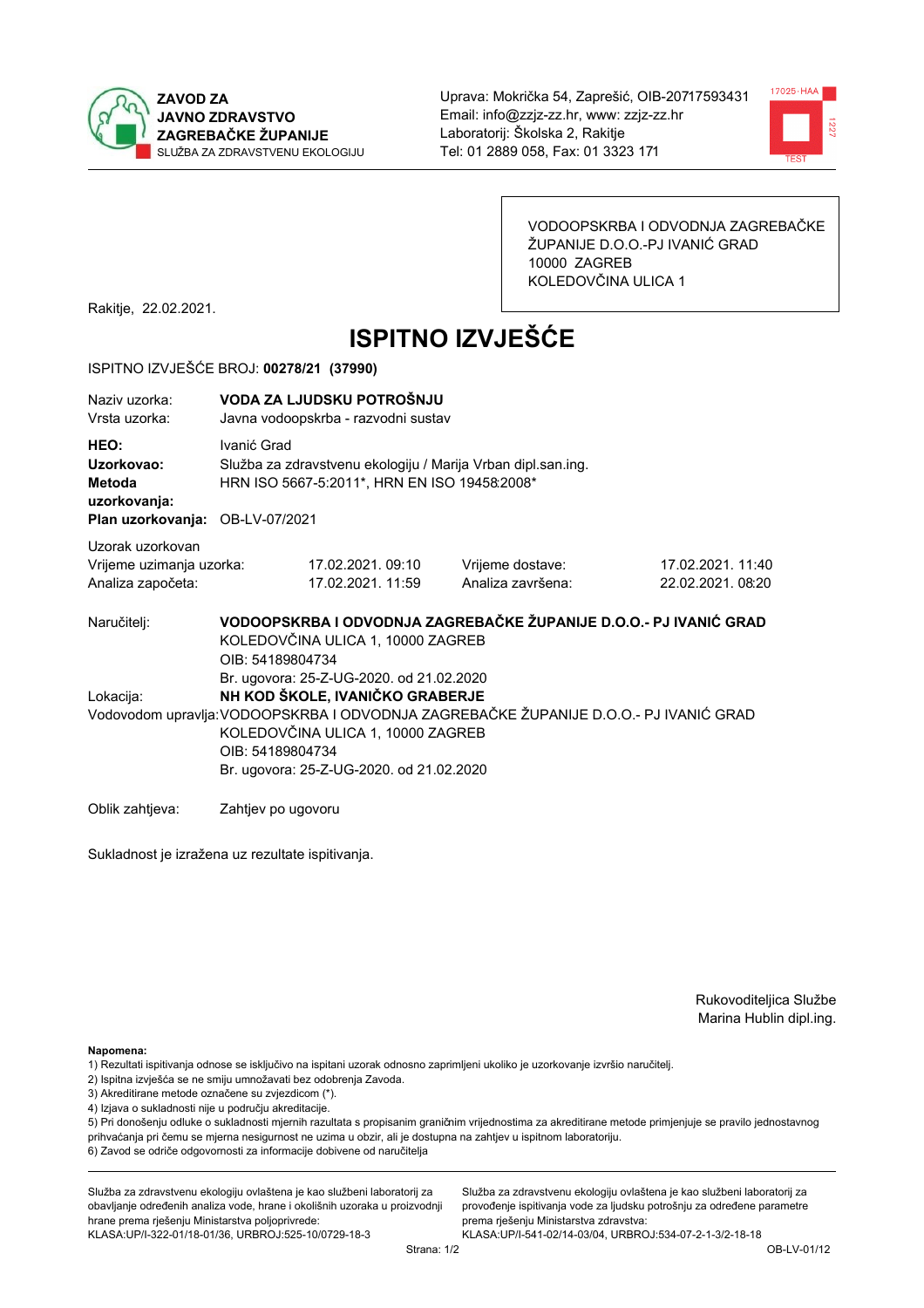**ZAVOD ZA JAVNO ZDRAVSTVO ZAGREBAČKE ŽUPANIJE**
SLUŽBA ZA ZDRAVSTVENU EKOLOGIJU

Uprava: Mokrička 54, Zaprešić, OIB-20717593431
Email: info@zzjz-zz.hr, www: zzjz-zz.hr
Laboratorij: Školska 2, Rakitje
Tel: 01 2889 058, Fax: 01 3323 171

VODOOPSKRBA I ODVODNJA ZAGREBAČKE ŽUPANIJE D.O.O.-PJ IVANIĆ GRAD
10000 ZAGREB
KOLEDOVČINA ULICA 1

Rakitje, 22.02.2021.

# ISPITNO IZVJEŠĆE

ISPITNO IZVJEŠĆE BROJ: **00278/21 (37990)**

Naziv uzorka: **VODA ZA LJUDSKU POTROŠNJU**
Vrsta uzorka: Javna vodoopskrba - razvodni sustav

**HEO:** Ivanić Grad
**Uzorkovao:** Služba za zdravstvenu ekologiju / Marija Vrban dipl.san.ing.
**Metoda uzorkovanja:** HRN ISO 5667-5:2011*, HRN EN ISO 19458:2008*
**Plan uzorkovanja:** OB-LV-07/2021

Uzorak uzorkovan

| | | | |
|---|---|---|---|
| Vrijeme uzimanja uzorka: | 17.02.2021. 09:10 | Vrijeme dostave: | 17.02.2021. 11:40 |
| Analiza započeta: | 17.02.2021. 11:59 | Analiza završena: | 22.02.2021. 08:20 |

Naručitelj: **VODOOPSKRBA I ODVODNJA ZAGREBAČKE ŽUPANIJE D.O.O.- PJ IVANIĆ GRAD**
KOLEDOVČINA ULICA 1, 10000 ZAGREB
OIB: 54189804734
Br. ugovora: 25-Z-UG-2020. od 21.02.2020

Lokacija: **NH KOD ŠKOLE, IVANIČKO GRABERJE**

Vodovodom upravlja: VODOOPSKRBA I ODVODNJA ZAGREBAČKE ŽUPANIJE D.O.O.- PJ IVANIĆ GRAD
KOLEDOVČINA ULICA 1, 10000 ZAGREB
OIB: 54189804734
Br. ugovora: 25-Z-UG-2020. od 21.02.2020

Oblik zahtjeva: Zahtjev po ugovoru

Sukladnost je izražena uz rezultate ispitivanja.

Rukovoditeljica Službe
Marina Hublin dipl.ing.

**Napomena:**
1) Rezultati ispitivanja odnose se isključivo na ispitani uzorak odnosno zaprimljeni ukoliko je uzorkovanje izvršio naručitelj.
2) Ispitna izvješća se ne smiju umnožavati bez odobrenja Zavoda.
3) Akreditirane metode označene su zvjezdicom (*).
4) Izjava o sukladnosti nije u području akreditacije.
5) Pri donošenju odluke o sukladnosti mjernih razultata s propisanim graničnim vrijednostima za akreditirane metode primjenjuje se pravilo jednostavnog prihvaćanja pri čemu se mjerna nesigurnost ne uzima u obzir, ali je dostupna na zahtjev u ispitnom laboratoriju.
6) Zavod se odriče odgovornosti za informacije dobivene od naručitelja

Služba za zdravstvenu ekologiju ovlaštena je kao službeni laboratorij za obavljanje određenih analiza vode, hrane i okolišnih uzoraka u proizvodnji hrane prema rješenju Ministarstva poljoprivrede:
KLASA:UP/I-322-01/18-01/36, URBROJ:525-10/0729-18-3

Služba za zdravstvenu ekologiju ovlaštena je kao službeni laboratorij za provođenje ispitivanja vode za ljudsku potrošnju za određene parametre prema rješenju Ministarstva zdravstva:
KLASA:UP/I-541-02/14-03/04, URBROJ:534-07-2-1-3/2-18-18

OB-LV-01/12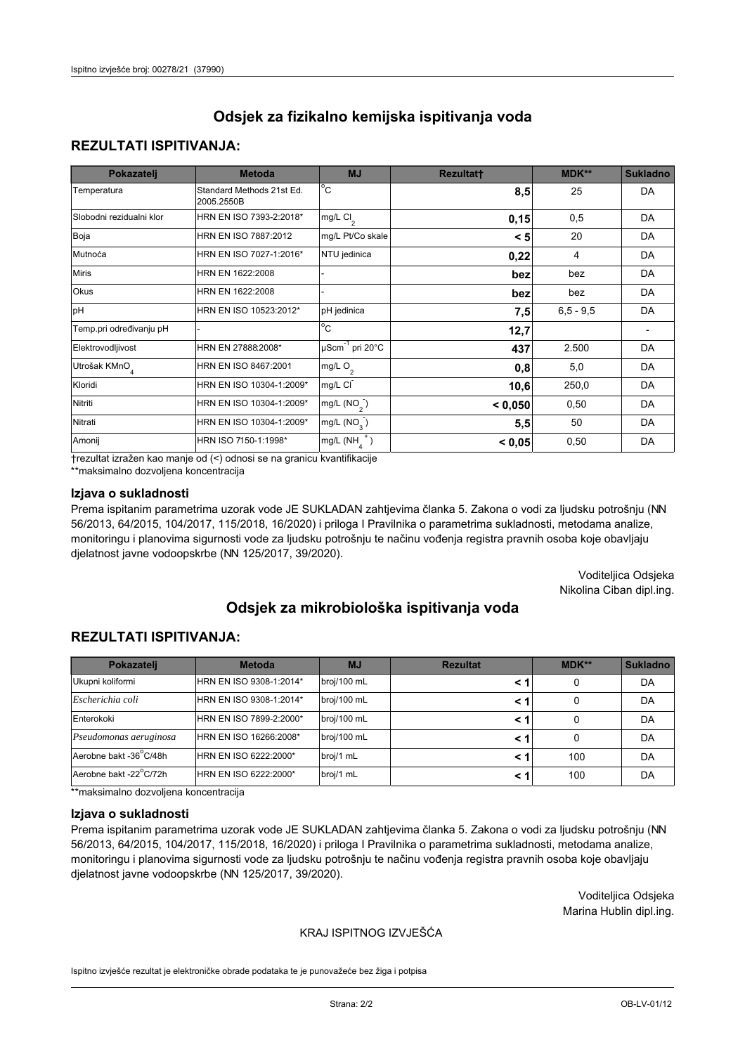## Odsjek za fizikalno kemijska ispitivanja voda

### REZULTATI ISPITIVANJA:

| Pokazatelj | Metoda | MJ | Rezultat† | MDK** | Sukladno |
|---|---|---|---|---|---|
| Temperatura | Standard Methods 21st Ed. 2005.2550B | °C | **8,5** | 25 | DA |
| Slobodni rezidualni klor | HRN EN ISO 7393-2:2018* | mg/L $Cl_2$ | **0,15** | 0,5 | DA |
| Boja | HRN EN ISO 7887:2012 | mg/L Pt/Co skale | **< 5** | 20 | DA |
| Mutnoća | HRN EN ISO 7027-1:2016* | NTU jedinica | **0,22** | 4 | DA |
| Miris | HRN EN 1622:2008 | - | **bez** | bez | DA |
| Okus | HRN EN 1622:2008 | - | **bez** | bez | DA |
| pH | HRN EN ISO 10523:2012* | pH jedinica | **7,5** | 6,5 - 9,5 | DA |
| Temp.pri određivanju pH | - | °C | **12,7** | | - |
| Elektrovodljivost | HRN EN 27888:2008* | $\mu Scm^{-1}$ pri 20°C | **437** | 2.500 | DA |
| Utrošak $KMnO_4$ | HRN EN ISO 8467:2001 | mg/L $O_2$ | **0,8** | 5,0 | DA |
| Kloridi | HRN EN ISO 10304-1:2009* | mg/L $Cl^-$ | **10,6** | 250,0 | DA |
| Nitriti | HRN EN ISO 10304-1:2009* | mg/L ($NO_2^-$) | **< 0,050** | 0,50 | DA |
| Nitrati | HRN EN ISO 10304-1:2009* | mg/L ($NO_3^-$) | **5,5** | 50 | DA |
| Amonij | HRN ISO 7150-1:1998* | mg/L ($NH_4^+$) | **< 0,05** | 0,50 | DA |

†rezultat izražen kao manje od (<) odnosi se na granicu kvantifikacije

**maksimalno dozvoljena koncentracija

### Izjava o sukladnosti

Prema ispitanim parametrima uzorak vode JE SUKLADAN zahtjevima članka 5. Zakona o vodi za ljudsku potrošnju (NN 56/2013, 64/2015, 104/2017, 115/2018, 16/2020) i priloga I Pravilnika o parametrima sukladnosti, metodama analize, monitoringu i planovima sigurnosti vode za ljudsku potrošnju te načinu vođenja registra pravnih osoba koje obavljaju djelatnost javne vodoopskrbe (NN 125/2017, 39/2020).

Voditeljica Odsjeka
Nikolina Ciban dipl.ing.

## Odsjek za mikrobiološka ispitivanja voda

### REZULTATI ISPITIVANJA:

| Pokazatelj | Metoda | MJ | Rezultat | MDK** | Sukladno |
|---|---|---|---|---|---|
| Ukupni koliformi | HRN EN ISO 9308-1:2014* | broj/100 mL | **< 1** | 0 | DA |
| *Escherichia coli* | HRN EN ISO 9308-1:2014* | broj/100 mL | **< 1** | 0 | DA |
| Enterokoki | HRN EN ISO 7899-2:2000* | broj/100 mL | **< 1** | 0 | DA |
| *Pseudomonas aeruginosa* | HRN EN 16266:2008* | broj/100 mL | **< 1** | 0 | DA |
| Aerobne bakt -36°C/48h | HRN EN ISO 6222:2000* | broj/1 mL | **< 1** | 100 | DA |
| Aerobne bakt -22°C/72h | HRN EN ISO 6222:2000* | broj/1 mL | **< 1** | 100 | DA |

**maksimalno dozvoljena koncentracija

### Izjava o sukladnosti

Prema ispitanim parametrima uzorak vode JE SUKLADAN zahtjevima članka 5. Zakona o vodi za ljudsku potrošnju (NN 56/2013, 64/2015, 104/2017, 115/2018, 16/2020) i priloga I Pravilnika o parametrima sukladnosti, metodama analize, monitoringu i planovima sigurnosti vode za ljudsku potrošnju te načinu vođenja registra pravnih osoba koje obavljaju djelatnost javne vodoopskrbe (NN 125/2017, 39/2020).

Voditeljica Odsjeka
Marina Hublin dipl.ing.

KRAJ ISPITNOG IZVJEŠĆA

Ispitno izvješće rezultat je elektroničke obrade podataka te je punovažeće bez žiga i potpisa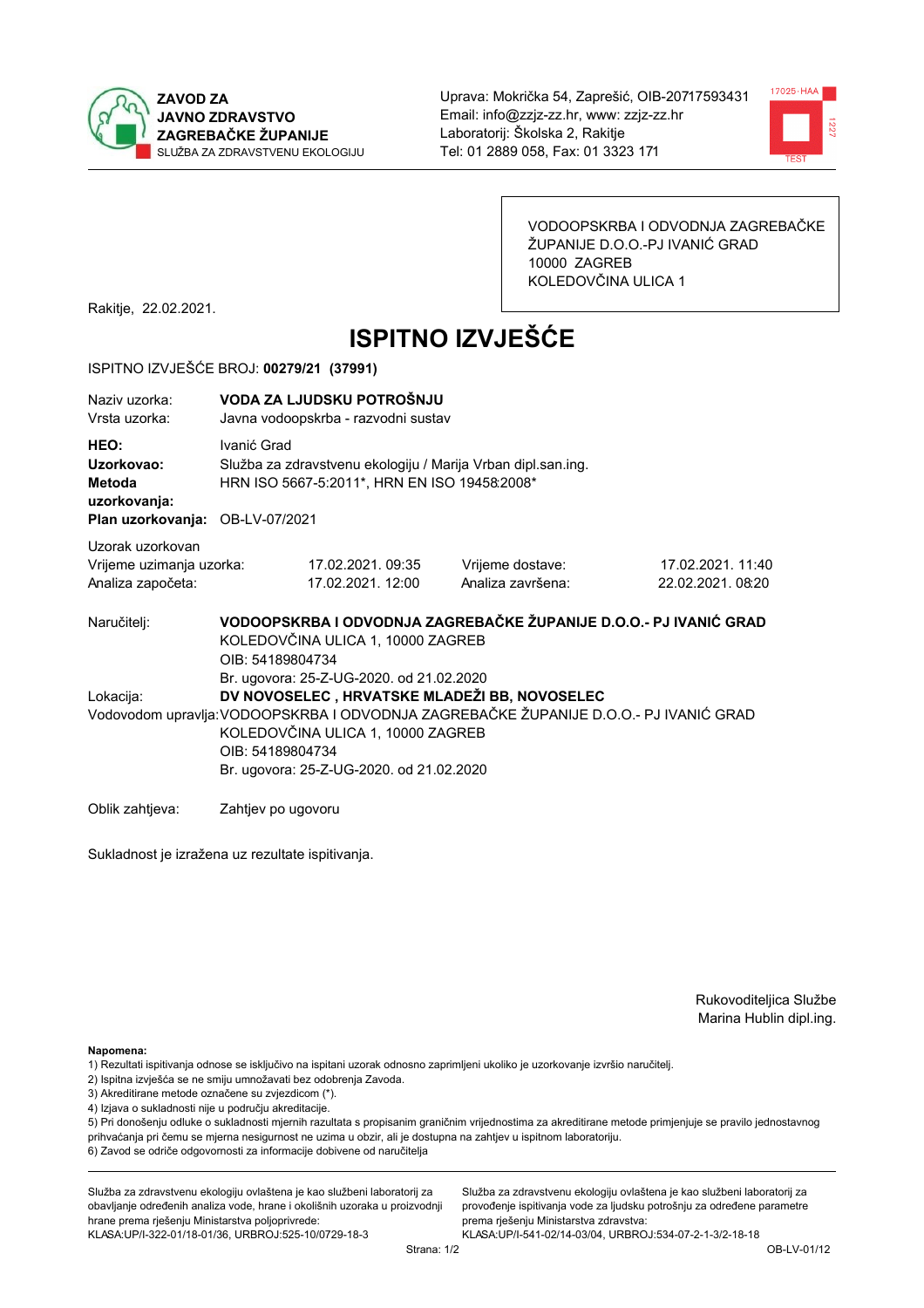**ZAVOD ZA JAVNO ZDRAVSTVO ZAGREBAČKE ŽUPANIJE**
SLUŽBA ZA ZDRAVSTVENU EKOLOGIJU

Uprava: Mokrička 54, Zaprešić, OIB-20717593431
Email: info@zzjz-zz.hr, www: zzjz-zz.hr
Laboratorij: Školska 2, Rakitje
Tel: 01 2889 058, Fax: 01 3323 171

VODOOPSKRBA I ODVODNJA ZAGREBAČKE ŽUPANIJE D.O.O.-PJ IVANIĆ GRAD
10000 ZAGREB
KOLEDOVČINA ULICA 1

Rakitje, 22.02.2021.

# ISPITNO IZVJEŠĆE

ISPITNO IZVJEŠĆE BROJ: **00279/21 (37991)**

Naziv uzorka: **VODA ZA LJUDSKU POTROŠNJU**
Vrsta uzorka: Javna vodoopskrba - razvodni sustav

**HEO:** Ivanić Grad
**Uzorkovao:** Služba za zdravstvenu ekologiju / Marija Vrban dipl.san.ing.
**Metoda uzorkovanja:** HRN ISO 5667-5:2011*, HRN EN ISO 19458:2008*
**Plan uzorkovanja:** OB-LV-07/2021

Uzorak uzorkovan

| | | | |
|---|---|---|---|
| Vrijeme uzimanja uzorka: | 17.02.2021. 09:35 | Vrijeme dostave: | 17.02.2021. 11:40 |
| Analiza započeta: | 17.02.2021. 12:00 | Analiza završena: | 22.02.2021. 08:20 |

Naručitelj: **VODOOPSKRBA I ODVODNJA ZAGREBAČKE ŽUPANIJE D.O.O.- PJ IVANIĆ GRAD**
KOLEDOVČINA ULICA 1, 10000 ZAGREB
OIB: 54189804734
Br. ugovora: 25-Z-UG-2020. od 21.02.2020

Lokacija: **DV NOVOSELEC , HRVATSKE MLADEŽI BB, NOVOSELEC**

Vodovodom upravlja: VODOOPSKRBA I ODVODNJA ZAGREBAČKE ŽUPANIJE D.O.O.- PJ IVANIĆ GRAD
KOLEDOVČINA ULICA 1, 10000 ZAGREB
OIB: 54189804734
Br. ugovora: 25-Z-UG-2020. od 21.02.2020

Oblik zahtjeva: Zahtjev po ugovoru

Sukladnost je izražena uz rezultate ispitivanja.

Rukovoditeljica Službe
Marina Hublin dipl.ing.

**Napomena:**
1) Rezultati ispitivanja odnose se isključivo na ispitani uzorak odnosno zaprimljeni ukoliko je uzorkovanje izvršio naručitelj.
2) Ispitna izvješća se ne smiju umnožavati bez odobrenja Zavoda.
3) Akreditirane metode označene su zvjezdicom (*).
4) Izjava o sukladnosti nije u području akreditacije.
5) Pri donošenju odluke o sukladnosti mjernih razultata s propisanim graničnim vrijednostima za akreditirane metode primjenjuje se pravilo jednostavnog prihvaćanja pri čemu se mjerna nesigurnost ne uzima u obzir, ali je dostupna na zahtjev u ispitnom laboratoriju.
6) Zavod se odriče odgovornosti za informacije dobivene od naručitelja

Služba za zdravstvenu ekologiju ovlaštena je kao službeni laboratorij za obavljanje određenih analiza vode, hrane i okolišnih uzoraka u proizvodnji hrane prema rješenju Ministarstva poljoprivrede: KLASA:UP/I-322-01/18-01/36, URBROJ:525-10/0729-18-3

Služba za zdravstvenu ekologiju ovlaštena je kao službeni laboratorij za provođenje ispitivanja vode za ljudsku potrošnju za određene parametre prema rješenju Ministarstva zdravstva: KLASA:UP/I-541-02/14-03/04, URBROJ:534-07-2-1-3/2-18-18

OB-LV-01/12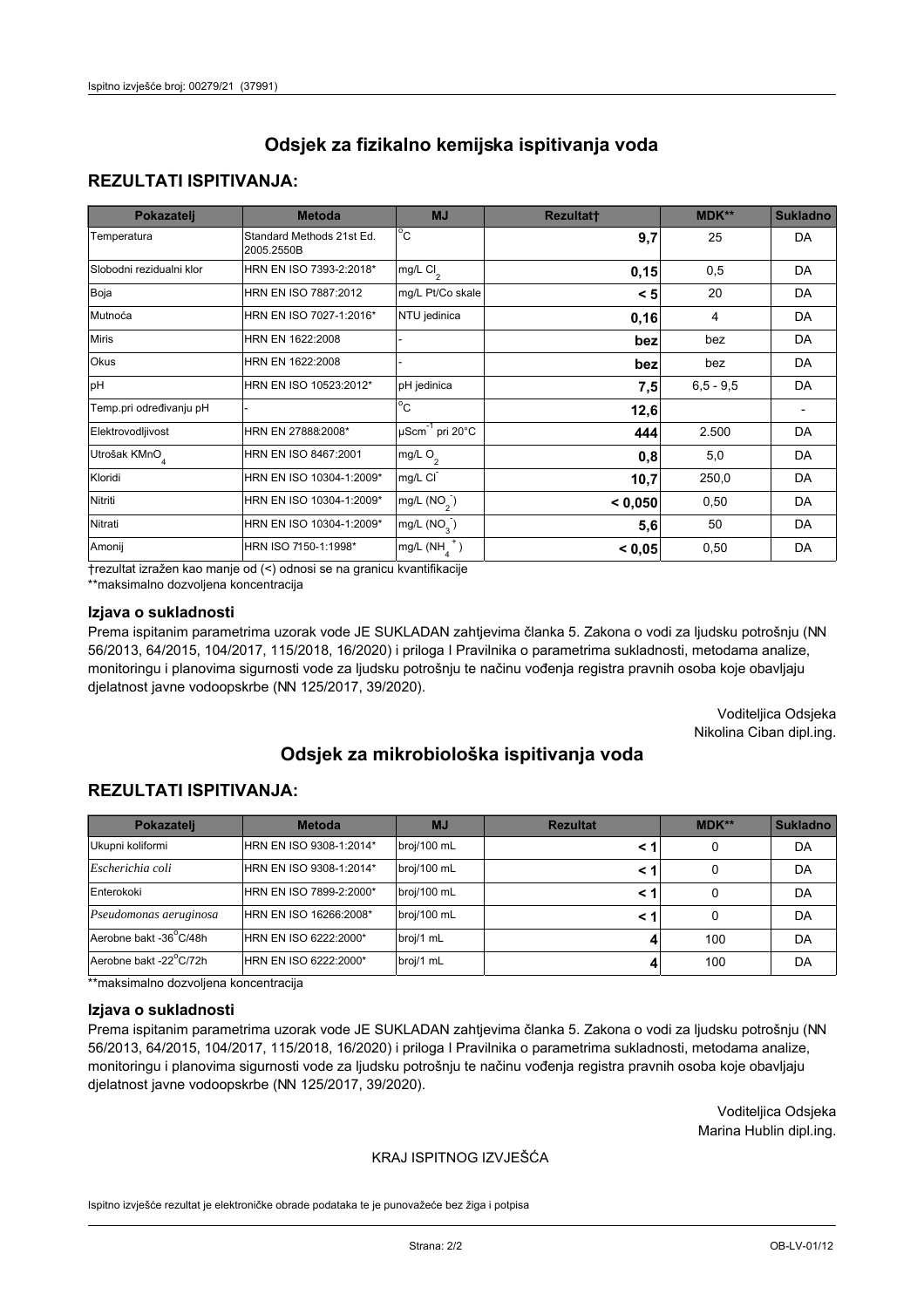# Odsjek za fizikalno kemijska ispitivanja voda

## REZULTATI ISPITIVANJA:

| Pokazatelj | Metoda | MJ | Rezultat† | MDK** | Sukladno |
|---|---|---|---|---|---|
| Temperatura | Standard Methods 21st Ed. 2005.2550B | °C | 9,7 | 25 | DA |
| Slobodni rezidualni klor | HRN EN ISO 7393-2:2018* | mg/L $Cl_2$ | 0,15 | 0,5 | DA |
| Boja | HRN EN ISO 7887:2012 | mg/L Pt/Co skale | < 5 | 20 | DA |
| Mutnoća | HRN EN ISO 7027-1:2016* | NTU jedinica | 0,16 | 4 | DA |
| Miris | HRN EN 1622:2008 | - | bez | bez | DA |
| Okus | HRN EN 1622:2008 | - | bez | bez | DA |
| pH | HRN EN ISO 10523:2012* | pH jedinica | 7,5 | 6,5 - 9,5 | DA |
| Temp.pri određivanju pH | - | °C | 12,6 | | - |
| Elektrovodljivost | HRN EN 27888:2008* | $\mu Scm^{-1}$ pri 20°C | 444 | 2.500 | DA |
| Utrošak $KMnO_4$ | HRN EN ISO 8467:2001 | mg/L $O_2$ | 0,8 | 5,0 | DA |
| Kloridi | HRN EN ISO 10304-1:2009* | mg/L $Cl^-$ | 10,7 | 250,0 | DA |
| Nitriti | HRN EN ISO 10304-1:2009* | mg/L ($NO_2^-$) | < 0,050 | 0,50 | DA |
| Nitrati | HRN EN ISO 10304-1:2009* | mg/L ($NO_3^-$) | 5,6 | 50 | DA |
| Amonij | HRN ISO 7150-1:1998* | mg/L ($NH_4^+$) | < 0,05 | 0,50 | DA |

†rezultat izražen kao manje od (<) odnosi se na granicu kvantifikacije

**maksimalno dozvoljena koncentracija

### Izjava o sukladnosti

Prema ispitanim parametrima uzorak vode JE SUKLADAN zahtjevima članka 5. Zakona o vodi za ljudsku potrošnju (NN 56/2013, 64/2015, 104/2017, 115/2018, 16/2020) i priloga I Pravilnika o parametrima sukladnosti, metodama analize, monitoringu i planovima sigurnosti vode za ljudsku potrošnju te načinu vođenja registra pravnih osoba koje obavljaju djelatnost javne vodoopskrbe (NN 125/2017, 39/2020).

Voditeljica Odsjeka
Nikolina Ciban dipl.ing.

# Odsjek za mikrobiološka ispitivanja voda

## REZULTATI ISPITIVANJA:

| Pokazatelj | Metoda | MJ | Rezultat | MDK** | Sukladno |
|---|---|---|---|---|---|
| Ukupni koliformi | HRN EN ISO 9308-1:2014* | broj/100 mL | < 1 | 0 | DA |
| *Escherichia coli* | HRN EN ISO 9308-1:2014* | broj/100 mL | < 1 | 0 | DA |
| Enterokoki | HRN EN ISO 7899-2:2000* | broj/100 mL | < 1 | 0 | DA |
| *Pseudomonas aeruginosa* | HRN EN 16266:2008* | broj/100 mL | < 1 | 0 | DA |
| Aerobne bakt -36°C/48h | HRN EN ISO 6222:2000* | broj/1 mL | 4 | 100 | DA |
| Aerobne bakt -22°C/72h | HRN EN ISO 6222:2000* | broj/1 mL | 4 | 100 | DA |

**maksimalno dozvoljena koncentracija

### Izjava o sukladnosti

Prema ispitanim parametrima uzorak vode JE SUKLADAN zahtjevima članka 5. Zakona o vodi za ljudsku potrošnju (NN 56/2013, 64/2015, 104/2017, 115/2018, 16/2020) i priloga I Pravilnika o parametrima sukladnosti, metodama analize, monitoringu i planovima sigurnosti vode za ljudsku potrošnju te načinu vođenja registra pravnih osoba koje obavljaju djelatnost javne vodoopskrbe (NN 125/2017, 39/2020).

Voditeljica Odsjeka
Marina Hublin dipl.ing.

KRAJ ISPITNOG IZVJEŠĆA

Ispitno izvješće rezultat je elektroničke obrade podataka te je punovažeće bez žiga i potpisa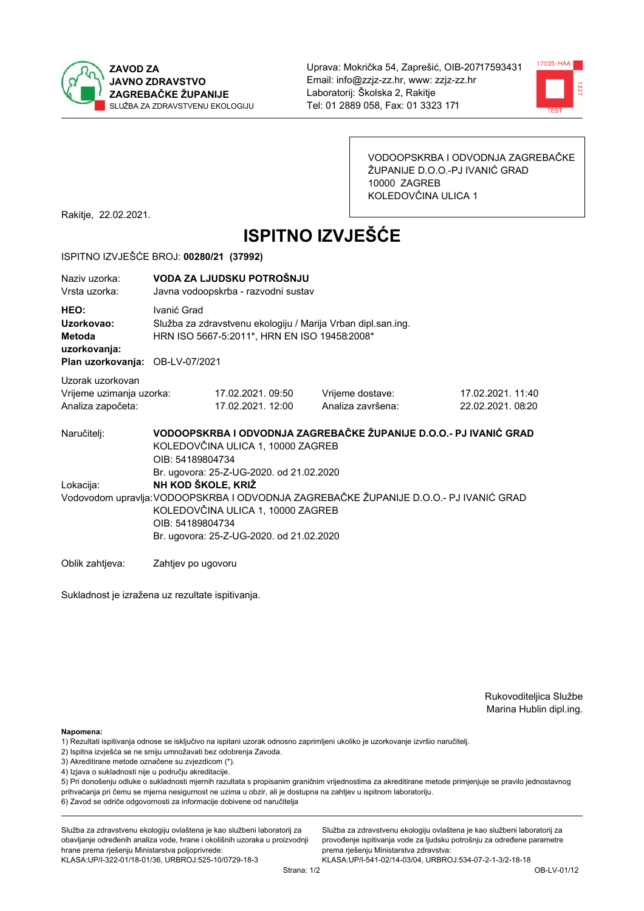**ZAVOD ZA JAVNO ZDRAVSTVO ZAGREBAČKE ŽUPANIJE**
SLUŽBA ZA ZDRAVSTVENU EKOLOGIJU

Uprava: Mokrička 54, Zaprešić, OIB-20717593431
Email: info@zzjz-zz.hr, www: zzjz-zz.hr
Laboratorij: Školska 2, Rakitje
Tel: 01 2889 058, Fax: 01 3323 171

VODOOPSKRBA I ODVODNJA ZAGREBAČKE ŽUPANIJE D.O.O.-PJ IVANIĆ GRAD
10000 ZAGREB
KOLEDOVČINA ULICA 1

Rakitje, 22.02.2021.

# ISPITNO IZVJEŠĆE

ISPITNO IZVJEŠĆE BROJ: **00280/21 (37992)**

| | |
|---|---|
| Naziv uzorka: | **VODA ZA LJUDSKU POTROŠNJU** |
| Vrsta uzorka: | Javna vodoopskrba - razvodni sustav |
| **HEO:** | Ivanić Grad |
| **Uzorkovao:** | Služba za zdravstvenu ekologiju / Marija Vrban dipl.san.ing. |
| **Metoda uzorkovanja:** | HRN ISO 5667-5:2011*, HRN EN ISO 19458:2008* |
| **Plan uzorkovanja:** | OB-LV-07/2021 |

Uzorak uzorkovan

| | | | |
|---|---|---|---|
| Vrijeme uzimanja uzorka: | 17.02.2021. 09:50 | Vrijeme dostave: | 17.02.2021. 11:40 |
| Analiza započeta: | 17.02.2021. 12:00 | Analiza završena: | 22.02.2021. 08:20 |

Naručitelj: **VODOOPSKRBA I ODVODNJA ZAGREBAČKE ŽUPANIJE D.O.O.- PJ IVANIĆ GRAD**
KOLEDOVČINA ULICA 1, 10000 ZAGREB
OIB: 54189804734
Br. ugovora: 25-Z-UG-2020. od 21.02.2020

Lokacija: **NH KOD ŠKOLE, KRIŽ**

Vodovodom upravlja: VODOOPSKRBA I ODVODNJA ZAGREBAČKE ŽUPANIJE D.O.O.- PJ IVANIĆ GRAD
KOLEDOVČINA ULICA 1, 10000 ZAGREB
OIB: 54189804734
Br. ugovora: 25-Z-UG-2020. od 21.02.2020

Oblik zahtjeva: Zahtjev po ugovoru

Sukladnost je izražena uz rezultate ispitivanja.

Rukovoditeljica Službe
Marina Hublin dipl.ing.

**Napomena:**
1) Rezultati ispitivanja odnose se isključivo na ispitani uzorak odnosno zaprimljeni ukoliko je uzorkovanje izvršio naručitelj.
2) Ispitna izvješća se ne smiju umnožavati bez odobrenja Zavoda.
3) Akreditirane metode označene su zvjezdicom (*).
4) Izjava o sukladnosti nije u području akreditacije.
5) Pri donošenju odluke o sukladnosti mjernih razultata s propisanim graničnim vrijednostima za akreditirane metode primjenjuje se pravilo jednostavnog prihvaćanja pri čemu se mjerna nesigurnost ne uzima u obzir, ali je dostupna na zahtjev u ispitnom laboratoriju.
6) Zavod se odriče odgovornosti za informacije dobivene od naručitelja

Služba za zdravstvenu ekologiju ovlaštena je kao službeni laboratorij za obavljanje određenih analiza vode, hrane i okolišnih uzoraka u proizvodnji hrane prema rješenju Ministarstva poljoprivrede: KLASA:UP/I-322-01/18-01/36, URBROJ:525-10/0729-18-3

Služba za zdravstvenu ekologiju ovlaštena je kao službeni laboratorij za provođenje ispitivanja vode za ljudsku potrošnju za određene parametre prema rješenju Ministarstva zdravstva: KLASA:UP/I-541-02/14-03/04, URBROJ:534-07-2-1-3/2-18-18

OB-LV-01/12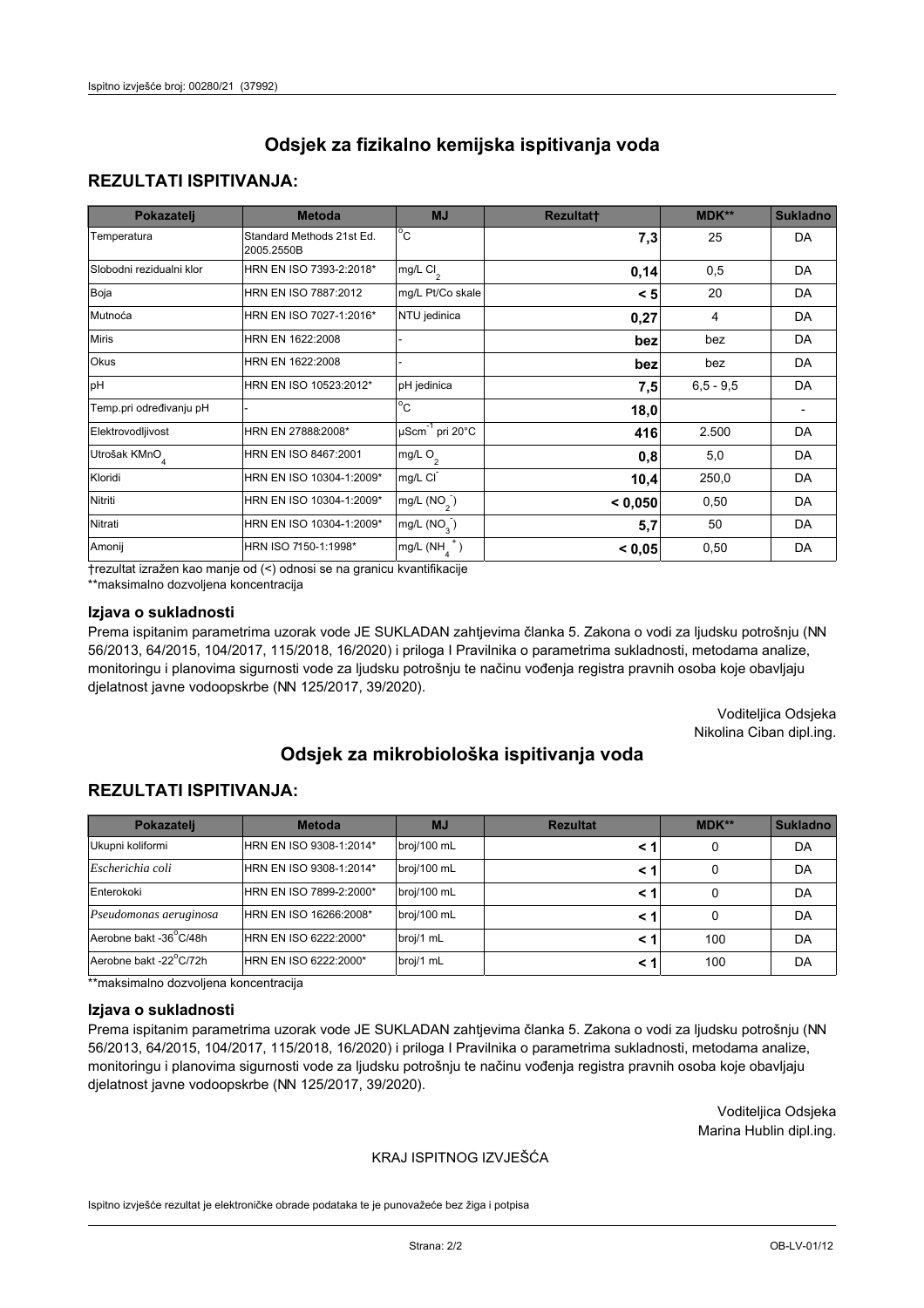## Odsjek za fizikalno kemijska ispitivanja voda

### REZULTATI ISPITIVANJA:

| Pokazatelj | Metoda | MJ | Rezultat† | MDK** | Sukladno |
|---|---|---|---|---|---|
| Temperatura | Standard Methods 21st Ed. 2005.2550B | °C | **7,3** | 25 | DA |
| Slobodni rezidualni klor | HRN EN ISO 7393-2:2018* | mg/L $Cl_2$ | **0,14** | 0,5 | DA |
| Boja | HRN EN ISO 7887:2012 | mg/L Pt/Co skale | **< 5** | 20 | DA |
| Mutnoća | HRN EN ISO 7027-1:2016* | NTU jedinica | **0,27** | 4 | DA |
| Miris | HRN EN 1622:2008 | - | **bez** | bez | DA |
| Okus | HRN EN 1622:2008 | - | **bez** | bez | DA |
| pH | HRN EN ISO 10523:2012* | pH jedinica | **7,5** | 6,5 - 9,5 | DA |
| Temp.pri određivanju pH | - | °C | **18,0** | | - |
| Elektrovodljivost | HRN EN 27888:2008* | $\mu Scm^{-1}$ pri 20°C | **416** | 2.500 | DA |
| Utrošak $KMnO_4$ | HRN EN ISO 8467:2001 | mg/L $O_2$ | **0,8** | 5,0 | DA |
| Kloridi | HRN EN ISO 10304-1:2009* | mg/L $Cl^-$ | **10,4** | 250,0 | DA |
| Nitriti | HRN EN ISO 10304-1:2009* | mg/L ($NO_2^-$) | **< 0,050** | 0,50 | DA |
| Nitrati | HRN EN ISO 10304-1:2009* | mg/L ($NO_3^-$) | **5,7** | 50 | DA |
| Amonij | HRN ISO 7150-1:1998* | mg/L ($NH_4^+$) | **< 0,05** | 0,50 | DA |

†rezultat izražen kao manje od (<) odnosi se na granicu kvantifikacije
**maksimalno dozvoljena koncentracija

### Izjava o sukladnosti

Prema ispitanim parametrima uzorak vode JE SUKLADAN zahtjevima članka 5. Zakona o vodi za ljudsku potrošnju (NN 56/2013, 64/2015, 104/2017, 115/2018, 16/2020) i priloga I Pravilnika o parametrima sukladnosti, metodama analize, monitoringu i planovima sigurnosti vode za ljudsku potrošnju te načinu vođenja registra pravnih osoba koje obavljaju djelatnost javne vodoopskrbe (NN 125/2017, 39/2020).

Voditeljica Odsjeka
Nikolina Ciban dipl.ing.

## Odsjek za mikrobiološka ispitivanja voda

### REZULTATI ISPITIVANJA:

| Pokazatelj | Metoda | MJ | Rezultat | MDK** | Sukladno |
|---|---|---|---|---|---|
| Ukupni koliformi | HRN EN ISO 9308-1:2014* | broj/100 mL | **< 1** | 0 | DA |
| *Escherichia coli* | HRN EN ISO 9308-1:2014* | broj/100 mL | **< 1** | 0 | DA |
| Enterokoki | HRN EN ISO 7899-2:2000* | broj/100 mL | **< 1** | 0 | DA |
| *Pseudomonas aeruginosa* | HRN EN 16266:2008* | broj/100 mL | **< 1** | 0 | DA |
| Aerobne bakt -36°C/48h | HRN EN ISO 6222:2000* | broj/1 mL | **< 1** | 100 | DA |
| Aerobne bakt -22°C/72h | HRN EN ISO 6222:2000* | broj/1 mL | **< 1** | 100 | DA |

**maksimalno dozvoljena koncentracija

### Izjava o sukladnosti

Prema ispitanim parametrima uzorak vode JE SUKLADAN zahtjevima članka 5. Zakona o vodi za ljudsku potrošnju (NN 56/2013, 64/2015, 104/2017, 115/2018, 16/2020) i priloga I Pravilnika o parametrima sukladnosti, metodama analize, monitoringu i planovima sigurnosti vode za ljudsku potrošnju te načinu vođenja registra pravnih osoba koje obavljaju djelatnost javne vodoopskrbe (NN 125/2017, 39/2020).

Voditeljica Odsjeka
Marina Hublin dipl.ing.

KRAJ ISPITNOG IZVJEŠĆA

Ispitno izvješće rezultat je elektroničke obrade podataka te je punovažeće bez žiga i potpisa